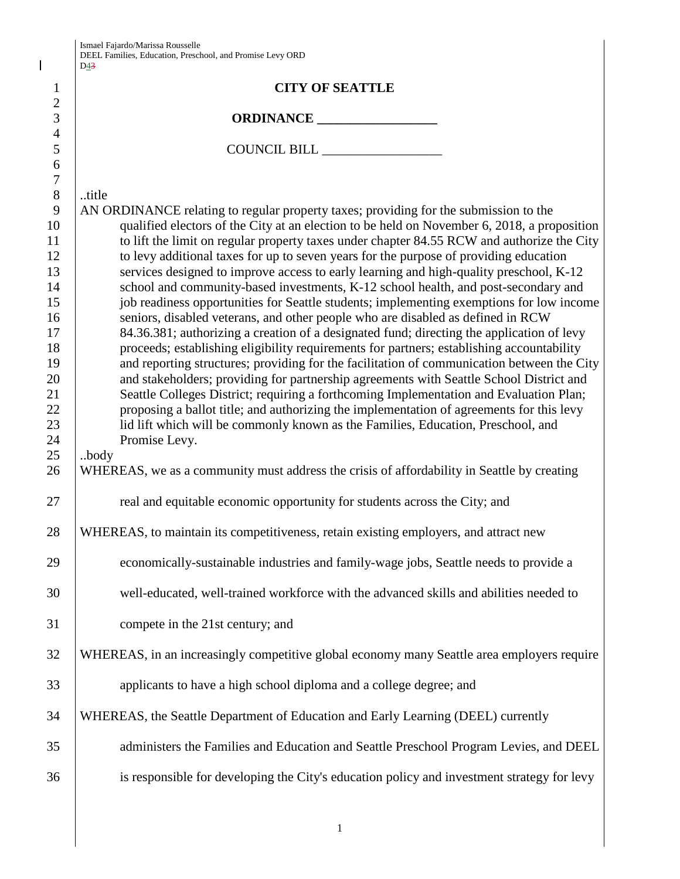# CITY OF SEATTLE

## ORDINANCE __________________

## COUNCIL BILL __________________

..title

AN ORDINANCE relating to regular property taxes; providing for the submission to the qualified electors of the City at an election to be held on November 6, 2018, a proposition to lift the limit on regular property taxes under chapter 84.55 RCW and authorize the City to levy additional taxes for up to seven years for the purpose of providing education services designed to improve access to early learning and high-quality preschool, K-12 school and community-based investments, K-12 school health, and post-secondary and job readiness opportunities for Seattle students; implementing exemptions for low income seniors, disabled veterans, and other people who are disabled as defined in RCW 84.36.381; authorizing a creation of a designated fund; directing the application of levy proceeds; establishing eligibility requirements for partners; establishing accountability and reporting structures; providing for the facilitation of communication between the City and stakeholders; providing for partnership agreements with Seattle School District and Seattle Colleges District; requiring a forthcoming Implementation and Evaluation Plan; proposing a ballot title; and authorizing the implementation of agreements for this levy lid lift which will be commonly known as the Families, Education, Preschool, and Promise Levy.

..body

WHEREAS, we as a community must address the crisis of affordability in Seattle by creating real and equitable economic opportunity for students across the City; and

WHEREAS, to maintain its competitiveness, retain existing employers, and attract new economically-sustainable industries and family-wage jobs, Seattle needs to provide a well-educated, well-trained workforce with the advanced skills and abilities needed to compete in the 21st century; and

WHEREAS, in an increasingly competitive global economy many Seattle area employers require applicants to have a high school diploma and a college degree; and

WHEREAS, the Seattle Department of Education and Early Learning (DEEL) currently administers the Families and Education and Seattle Preschool Program Levies, and DEEL is responsible for developing the City's education policy and investment strategy for levy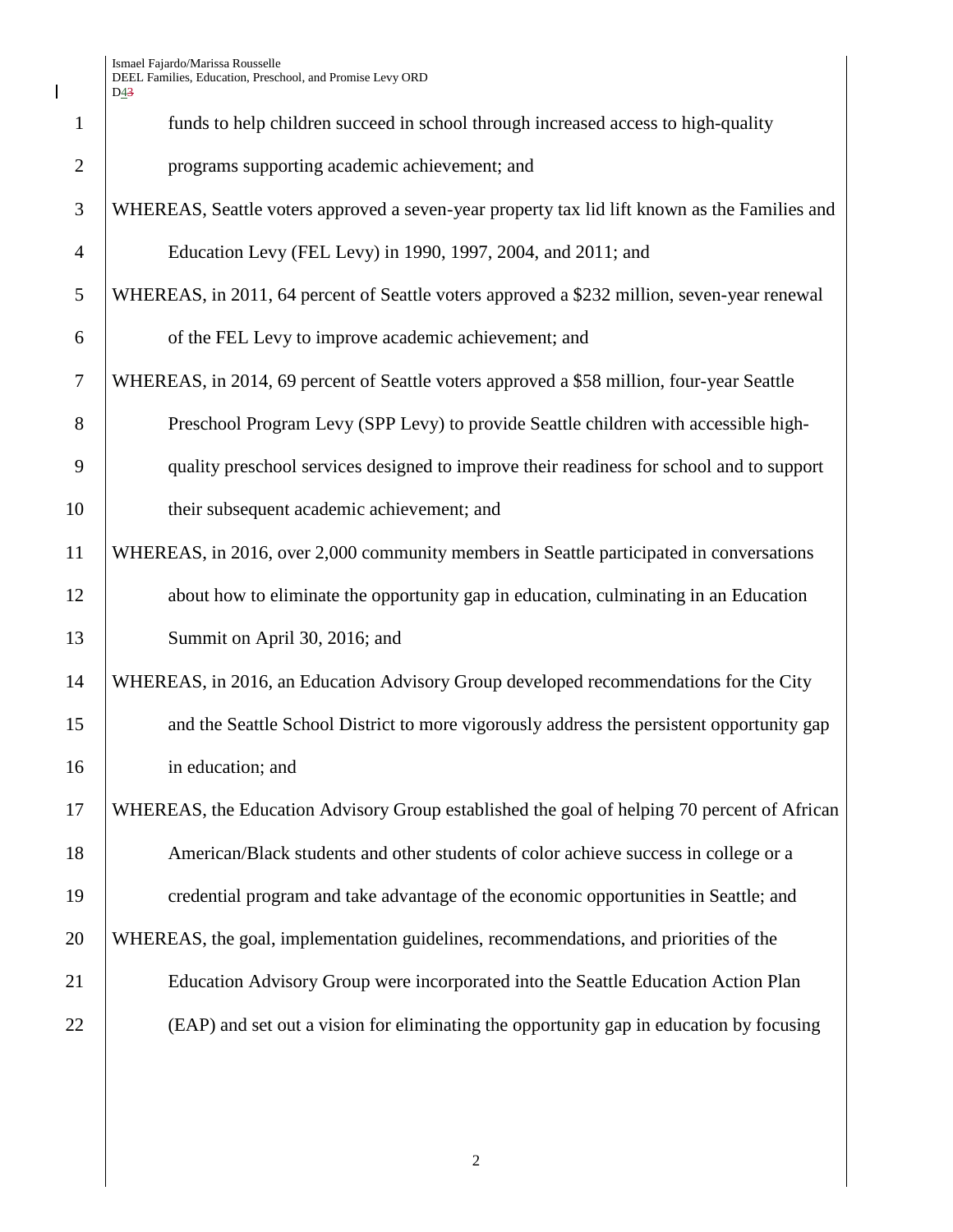funds to help children succeed in school through increased access to high-quality programs supporting academic achievement; and

WHEREAS, Seattle voters approved a seven-year property tax lid lift known as the Families and Education Levy (FEL Levy) in 1990, 1997, 2004, and 2011; and

WHEREAS, in 2011, 64 percent of Seattle voters approved a $232 million, seven-year renewal of the FEL Levy to improve academic achievement; and

WHEREAS, in 2014, 69 percent of Seattle voters approved a $58 million, four-year Seattle Preschool Program Levy (SPP Levy) to provide Seattle children with accessible high-quality preschool services designed to improve their readiness for school and to support their subsequent academic achievement; and

WHEREAS, in 2016, over 2,000 community members in Seattle participated in conversations about how to eliminate the opportunity gap in education, culminating in an Education Summit on April 30, 2016; and

WHEREAS, in 2016, an Education Advisory Group developed recommendations for the City and the Seattle School District to more vigorously address the persistent opportunity gap in education; and

WHEREAS, the Education Advisory Group established the goal of helping 70 percent of African American/Black students and other students of color achieve success in college or a credential program and take advantage of the economic opportunities in Seattle; and

WHEREAS, the goal, implementation guidelines, recommendations, and priorities of the Education Advisory Group were incorporated into the Seattle Education Action Plan (EAP) and set out a vision for eliminating the opportunity gap in education by focusing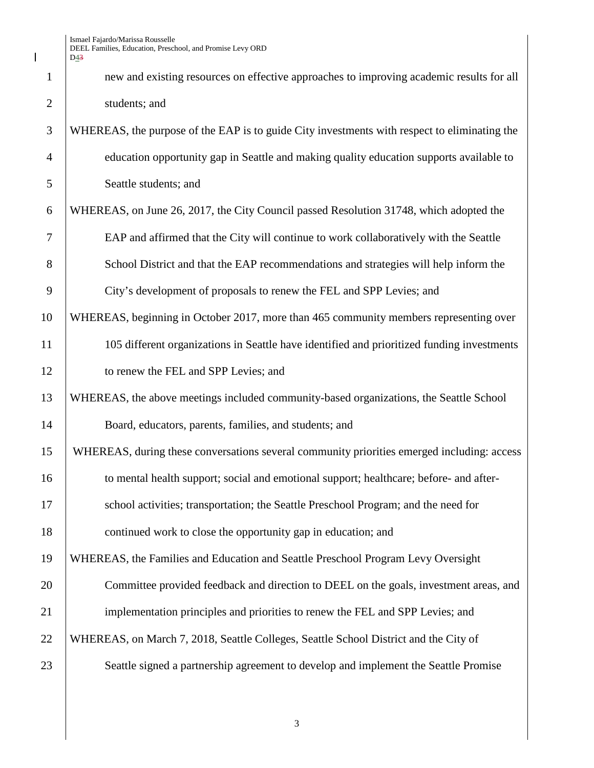new and existing resources on effective approaches to improving academic results for all students; and

WHEREAS, the purpose of the EAP is to guide City investments with respect to eliminating the education opportunity gap in Seattle and making quality education supports available to Seattle students; and

WHEREAS, on June 26, 2017, the City Council passed Resolution 31748, which adopted the EAP and affirmed that the City will continue to work collaboratively with the Seattle School District and that the EAP recommendations and strategies will help inform the City's development of proposals to renew the FEL and SPP Levies; and

WHEREAS, beginning in October 2017, more than 465 community members representing over 105 different organizations in Seattle have identified and prioritized funding investments to renew the FEL and SPP Levies; and

WHEREAS, the above meetings included community-based organizations, the Seattle School Board, educators, parents, families, and students; and

WHEREAS, during these conversations several community priorities emerged including: access to mental health support; social and emotional support; healthcare; before- and after-school activities; transportation; the Seattle Preschool Program; and the need for continued work to close the opportunity gap in education; and

WHEREAS, the Families and Education and Seattle Preschool Program Levy Oversight Committee provided feedback and direction to DEEL on the goals, investment areas, and implementation principles and priorities to renew the FEL and SPP Levies; and

WHEREAS, on March 7, 2018, Seattle Colleges, Seattle School District and the City of Seattle signed a partnership agreement to develop and implement the Seattle Promise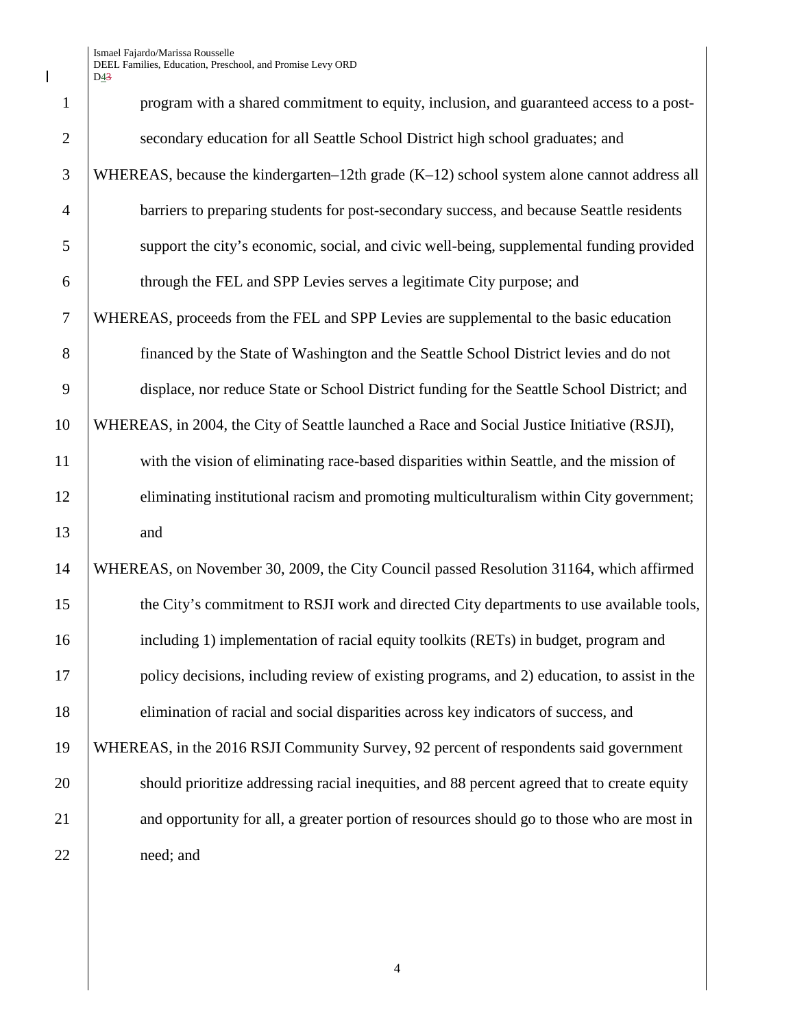program with a shared commitment to equity, inclusion, and guaranteed access to a post-secondary education for all Seattle School District high school graduates; and

WHEREAS, because the kindergarten–12th grade (K–12) school system alone cannot address all barriers to preparing students for post-secondary success, and because Seattle residents support the city's economic, social, and civic well-being, supplemental funding provided through the FEL and SPP Levies serves a legitimate City purpose; and

WHEREAS, proceeds from the FEL and SPP Levies are supplemental to the basic education financed by the State of Washington and the Seattle School District levies and do not displace, nor reduce State or School District funding for the Seattle School District; and

WHEREAS, in 2004, the City of Seattle launched a Race and Social Justice Initiative (RSJI), with the vision of eliminating race-based disparities within Seattle, and the mission of eliminating institutional racism and promoting multiculturalism within City government; and

WHEREAS, on November 30, 2009, the City Council passed Resolution 31164, which affirmed the City's commitment to RSJI work and directed City departments to use available tools, including 1) implementation of racial equity toolkits (RETs) in budget, program and policy decisions, including review of existing programs, and 2) education, to assist in the elimination of racial and social disparities across key indicators of success, and

WHEREAS, in the 2016 RSJI Community Survey, 92 percent of respondents said government should prioritize addressing racial inequities, and 88 percent agreed that to create equity and opportunity for all, a greater portion of resources should go to those who are most in need; and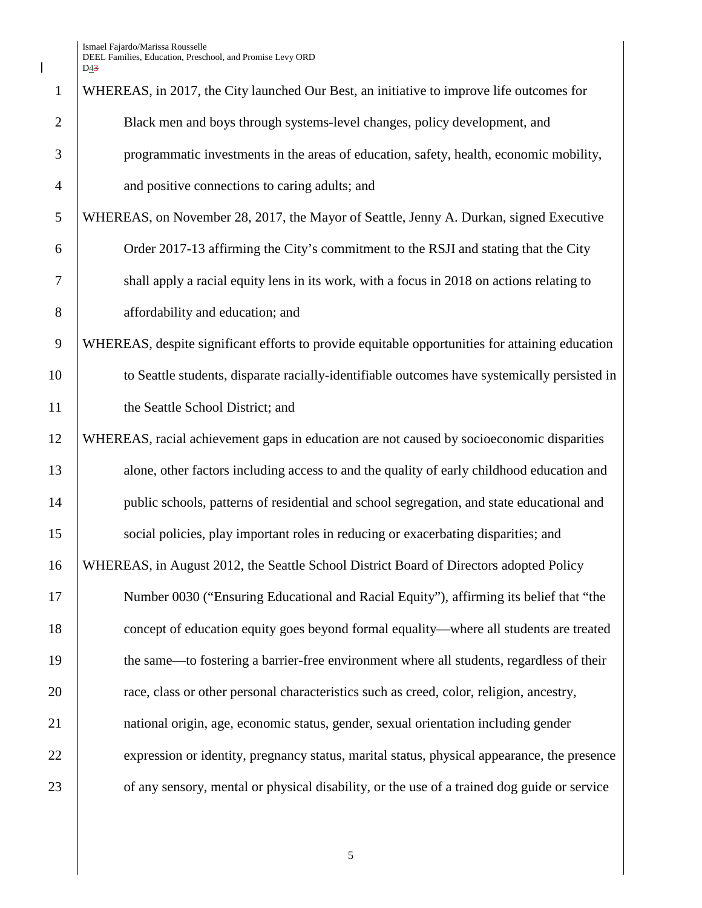WHEREAS, in 2017, the City launched Our Best, an initiative to improve life outcomes for Black men and boys through systems-level changes, policy development, and programmatic investments in the areas of education, safety, health, economic mobility, and positive connections to caring adults; and

WHEREAS, on November 28, 2017, the Mayor of Seattle, Jenny A. Durkan, signed Executive Order 2017-13 affirming the City's commitment to the RSJI and stating that the City shall apply a racial equity lens in its work, with a focus in 2018 on actions relating to affordability and education; and

WHEREAS, despite significant efforts to provide equitable opportunities for attaining education to Seattle students, disparate racially-identifiable outcomes have systemically persisted in the Seattle School District; and

WHEREAS, racial achievement gaps in education are not caused by socioeconomic disparities alone, other factors including access to and the quality of early childhood education and public schools, patterns of residential and school segregation, and state educational and social policies, play important roles in reducing or exacerbating disparities; and

WHEREAS, in August 2012, the Seattle School District Board of Directors adopted Policy Number 0030 ("Ensuring Educational and Racial Equity"), affirming its belief that "the concept of education equity goes beyond formal equality—where all students are treated the same—to fostering a barrier-free environment where all students, regardless of their race, class or other personal characteristics such as creed, color, religion, ancestry, national origin, age, economic status, gender, sexual orientation including gender expression or identity, pregnancy status, marital status, physical appearance, the presence of any sensory, mental or physical disability, or the use of a trained dog guide or service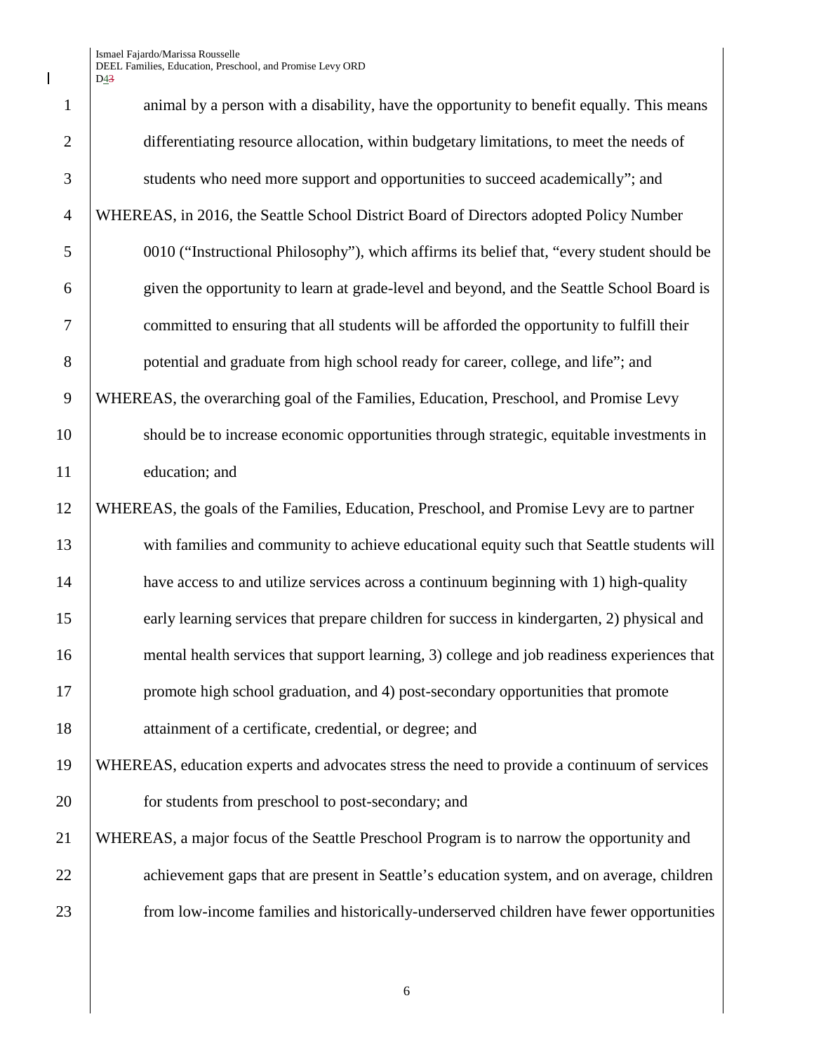animal by a person with a disability, have the opportunity to benefit equally. This means differentiating resource allocation, within budgetary limitations, to meet the needs of students who need more support and opportunities to succeed academically"; and

WHEREAS, in 2016, the Seattle School District Board of Directors adopted Policy Number 0010 ("Instructional Philosophy"), which affirms its belief that, "every student should be given the opportunity to learn at grade-level and beyond, and the Seattle School Board is committed to ensuring that all students will be afforded the opportunity to fulfill their potential and graduate from high school ready for career, college, and life"; and

WHEREAS, the overarching goal of the Families, Education, Preschool, and Promise Levy should be to increase economic opportunities through strategic, equitable investments in education; and

WHEREAS, the goals of the Families, Education, Preschool, and Promise Levy are to partner with families and community to achieve educational equity such that Seattle students will have access to and utilize services across a continuum beginning with 1) high-quality early learning services that prepare children for success in kindergarten, 2) physical and mental health services that support learning, 3) college and job readiness experiences that promote high school graduation, and 4) post-secondary opportunities that promote attainment of a certificate, credential, or degree; and

WHEREAS, education experts and advocates stress the need to provide a continuum of services for students from preschool to post-secondary; and

WHEREAS, a major focus of the Seattle Preschool Program is to narrow the opportunity and achievement gaps that are present in Seattle's education system, and on average, children from low-income families and historically-underserved children have fewer opportunities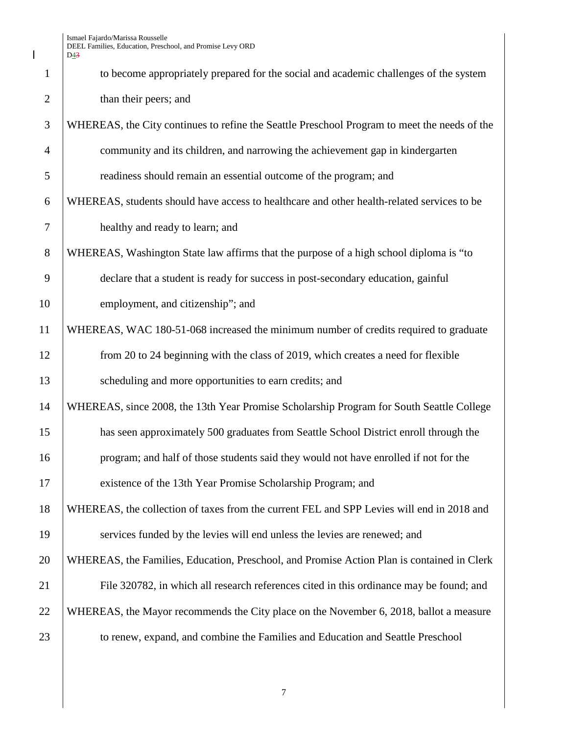to become appropriately prepared for the social and academic challenges of the system than their peers; and

WHEREAS, the City continues to refine the Seattle Preschool Program to meet the needs of the community and its children, and narrowing the achievement gap in kindergarten readiness should remain an essential outcome of the program; and

WHEREAS, students should have access to healthcare and other health-related services to be healthy and ready to learn; and

WHEREAS, Washington State law affirms that the purpose of a high school diploma is "to declare that a student is ready for success in post-secondary education, gainful employment, and citizenship"; and

WHEREAS, WAC 180-51-068 increased the minimum number of credits required to graduate from 20 to 24 beginning with the class of 2019, which creates a need for flexible scheduling and more opportunities to earn credits; and

WHEREAS, since 2008, the 13th Year Promise Scholarship Program for South Seattle College has seen approximately 500 graduates from Seattle School District enroll through the program; and half of those students said they would not have enrolled if not for the existence of the 13th Year Promise Scholarship Program; and

WHEREAS, the collection of taxes from the current FEL and SPP Levies will end in 2018 and services funded by the levies will end unless the levies are renewed; and

WHEREAS, the Families, Education, Preschool, and Promise Action Plan is contained in Clerk File 320782, in which all research references cited in this ordinance may be found; and

WHEREAS, the Mayor recommends the City place on the November 6, 2018, ballot a measure to renew, expand, and combine the Families and Education and Seattle Preschool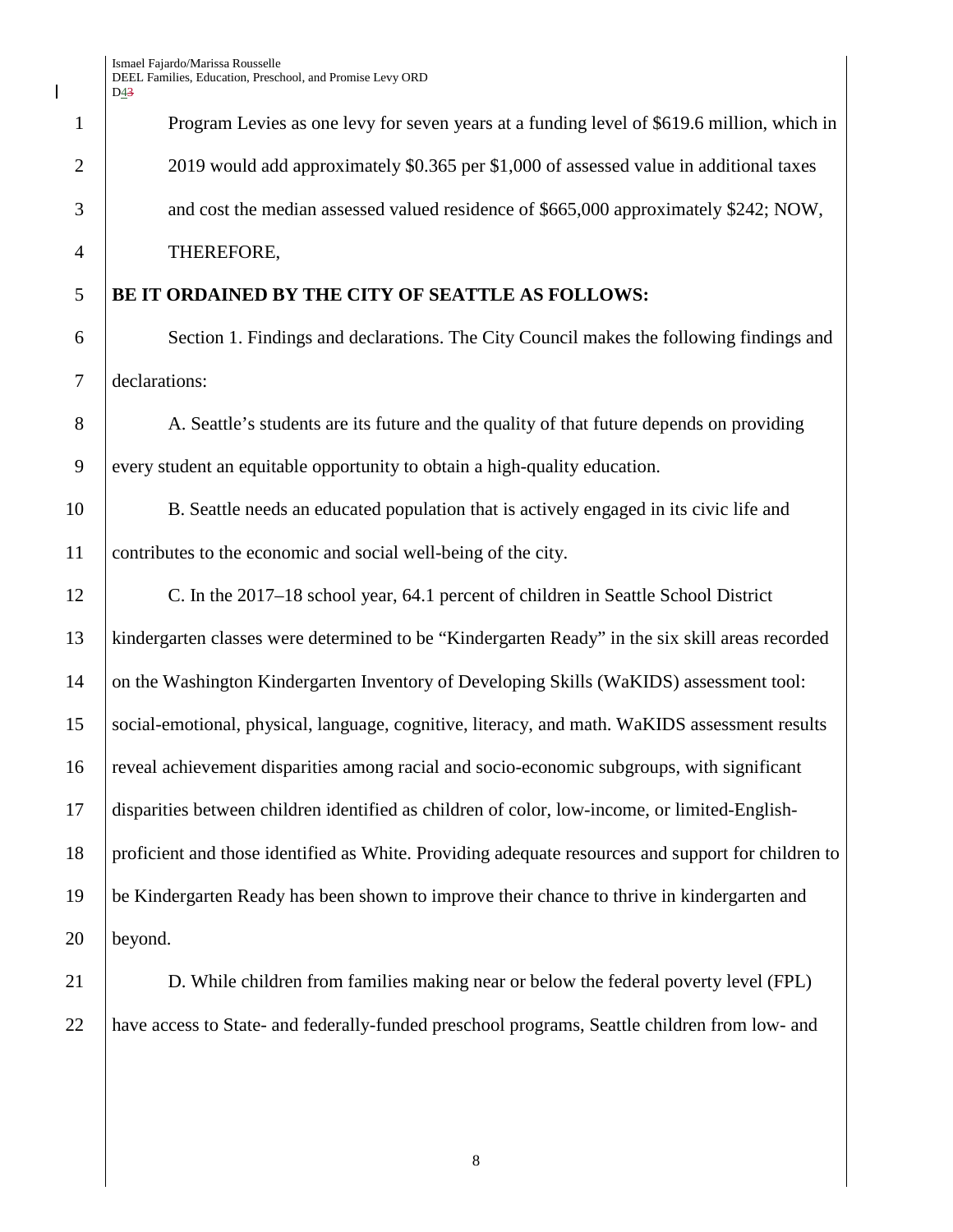Program Levies as one levy for seven years at a funding level of $619.6 million, which in 2019 would add approximately $0.365 per $1,000 of assessed value in additional taxes and cost the median assessed valued residence of $665,000 approximately $242; NOW, THEREFORE,

**BE IT ORDAINED BY THE CITY OF SEATTLE AS FOLLOWS:**

Section 1. Findings and declarations. The City Council makes the following findings and declarations:

A. Seattle's students are its future and the quality of that future depends on providing every student an equitable opportunity to obtain a high-quality education.

B. Seattle needs an educated population that is actively engaged in its civic life and contributes to the economic and social well-being of the city.

C. In the 2017–18 school year, 64.1 percent of children in Seattle School District kindergarten classes were determined to be "Kindergarten Ready" in the six skill areas recorded on the Washington Kindergarten Inventory of Developing Skills (WaKIDS) assessment tool: social-emotional, physical, language, cognitive, literacy, and math. WaKIDS assessment results reveal achievement disparities among racial and socio-economic subgroups, with significant disparities between children identified as children of color, low-income, or limited-English-proficient and those identified as White. Providing adequate resources and support for children to be Kindergarten Ready has been shown to improve their chance to thrive in kindergarten and beyond.

D. While children from families making near or below the federal poverty level (FPL) have access to State- and federally-funded preschool programs, Seattle children from low- and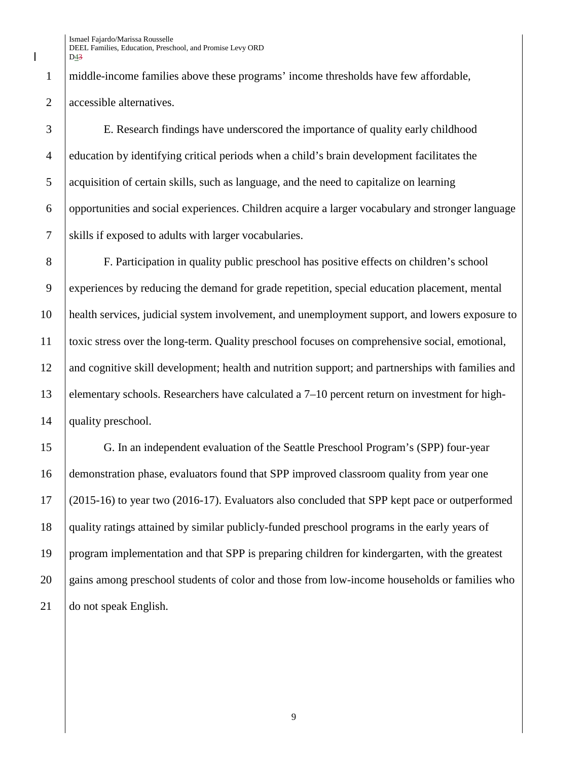middle-income families above these programs' income thresholds have few affordable, accessible alternatives.

E. Research findings have underscored the importance of quality early childhood education by identifying critical periods when a child's brain development facilitates the acquisition of certain skills, such as language, and the need to capitalize on learning opportunities and social experiences. Children acquire a larger vocabulary and stronger language skills if exposed to adults with larger vocabularies.

F. Participation in quality public preschool has positive effects on children's school experiences by reducing the demand for grade repetition, special education placement, mental health services, judicial system involvement, and unemployment support, and lowers exposure to toxic stress over the long-term. Quality preschool focuses on comprehensive social, emotional, and cognitive skill development; health and nutrition support; and partnerships with families and elementary schools. Researchers have calculated a 7–10 percent return on investment for high-quality preschool.

G. In an independent evaluation of the Seattle Preschool Program's (SPP) four-year demonstration phase, evaluators found that SPP improved classroom quality from year one (2015-16) to year two (2016-17). Evaluators also concluded that SPP kept pace or outperformed quality ratings attained by similar publicly-funded preschool programs in the early years of program implementation and that SPP is preparing children for kindergarten, with the greatest gains among preschool students of color and those from low-income households or families who do not speak English.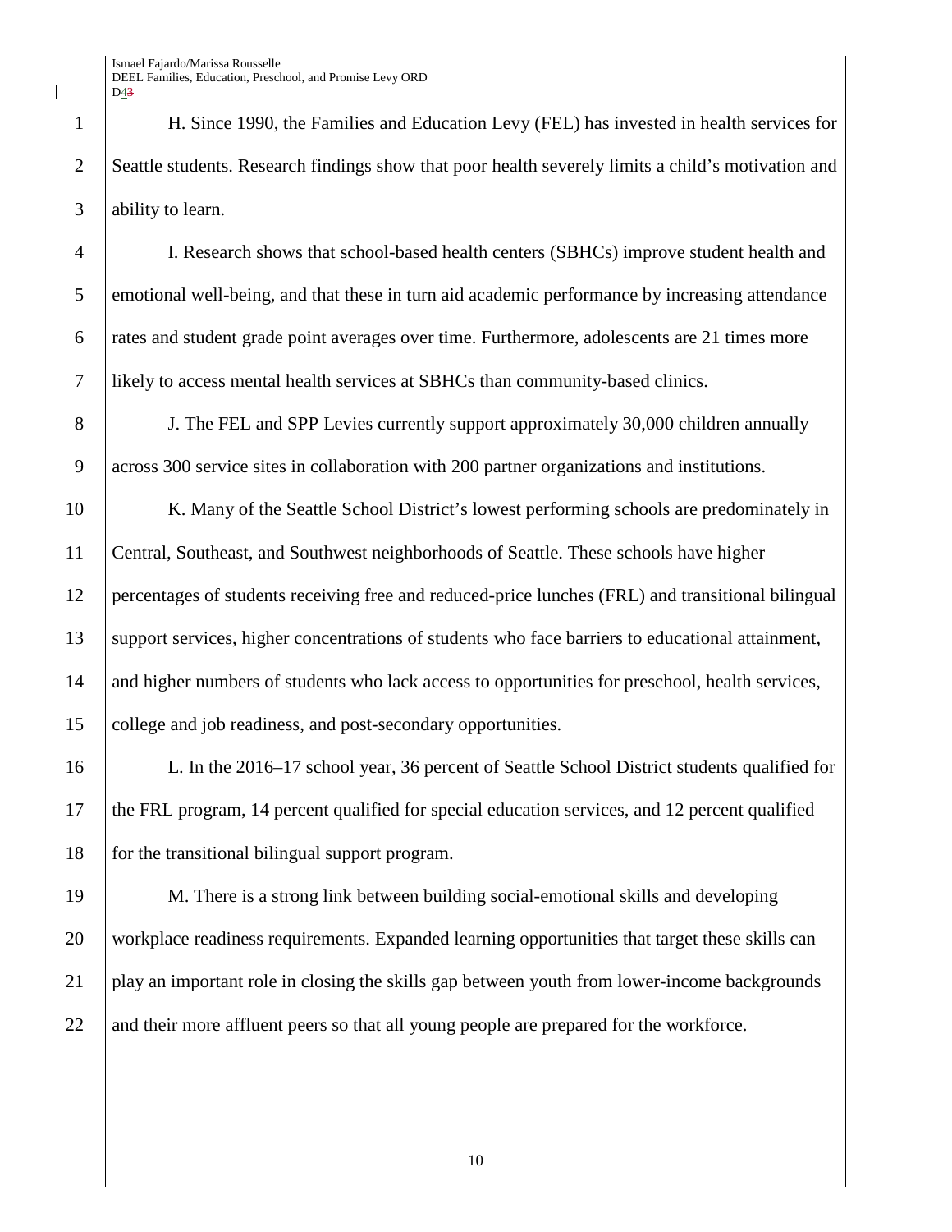H. Since 1990, the Families and Education Levy (FEL) has invested in health services for Seattle students. Research findings show that poor health severely limits a child's motivation and ability to learn.

I. Research shows that school-based health centers (SBHCs) improve student health and emotional well-being, and that these in turn aid academic performance by increasing attendance rates and student grade point averages over time. Furthermore, adolescents are 21 times more likely to access mental health services at SBHCs than community-based clinics.

J. The FEL and SPP Levies currently support approximately 30,000 children annually across 300 service sites in collaboration with 200 partner organizations and institutions.

K. Many of the Seattle School District's lowest performing schools are predominately in Central, Southeast, and Southwest neighborhoods of Seattle. These schools have higher percentages of students receiving free and reduced-price lunches (FRL) and transitional bilingual support services, higher concentrations of students who face barriers to educational attainment, and higher numbers of students who lack access to opportunities for preschool, health services, college and job readiness, and post-secondary opportunities.

L. In the 2016–17 school year, 36 percent of Seattle School District students qualified for the FRL program, 14 percent qualified for special education services, and 12 percent qualified for the transitional bilingual support program.

M. There is a strong link between building social-emotional skills and developing workplace readiness requirements. Expanded learning opportunities that target these skills can play an important role in closing the skills gap between youth from lower-income backgrounds and their more affluent peers so that all young people are prepared for the workforce.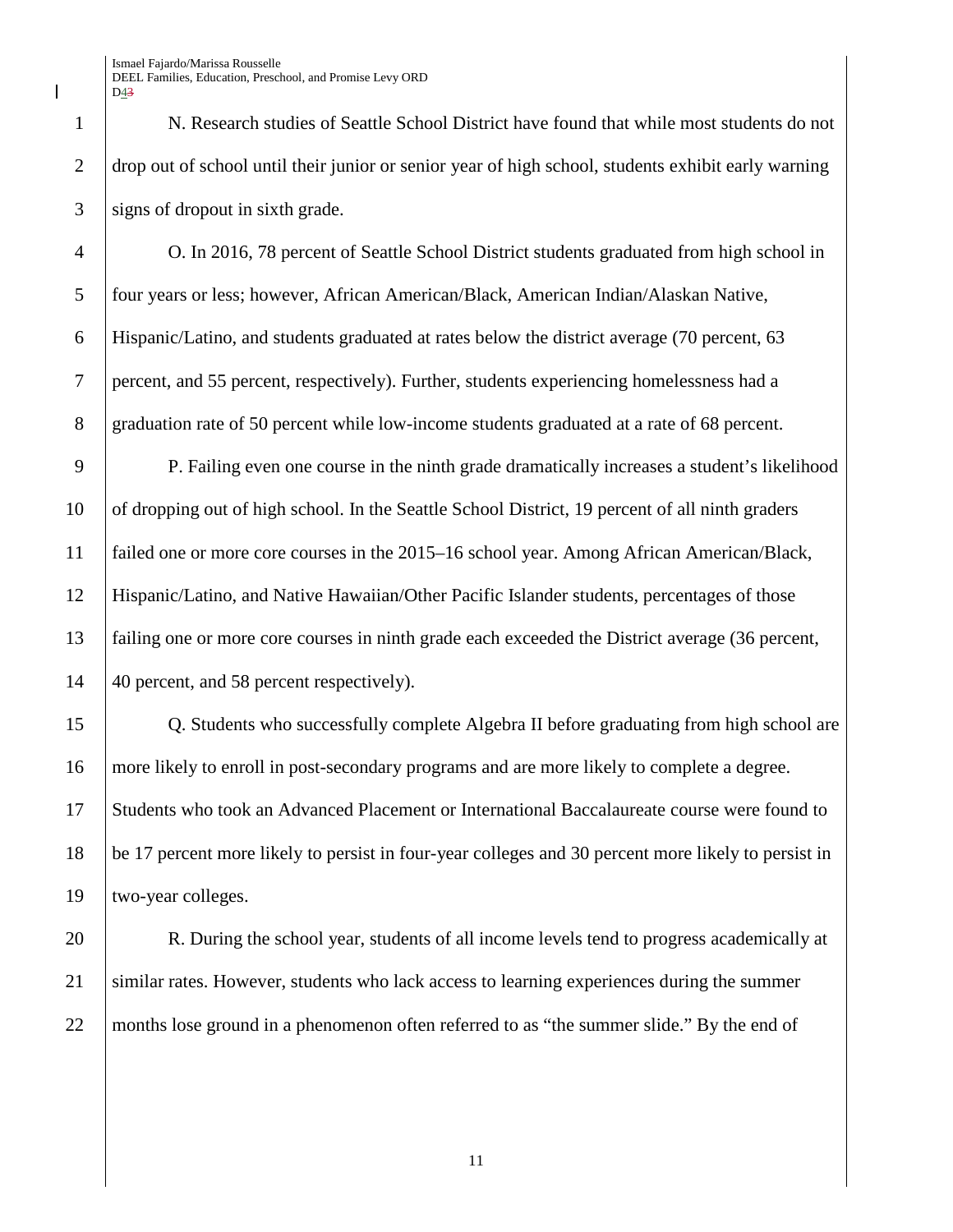N. Research studies of Seattle School District have found that while most students do not drop out of school until their junior or senior year of high school, students exhibit early warning signs of dropout in sixth grade.

O. In 2016, 78 percent of Seattle School District students graduated from high school in four years or less; however, African American/Black, American Indian/Alaskan Native, Hispanic/Latino, and students graduated at rates below the district average (70 percent, 63 percent, and 55 percent, respectively). Further, students experiencing homelessness had a graduation rate of 50 percent while low-income students graduated at a rate of 68 percent.

P. Failing even one course in the ninth grade dramatically increases a student's likelihood of dropping out of high school. In the Seattle School District, 19 percent of all ninth graders failed one or more core courses in the 2015–16 school year. Among African American/Black, Hispanic/Latino, and Native Hawaiian/Other Pacific Islander students, percentages of those failing one or more core courses in ninth grade each exceeded the District average (36 percent, 40 percent, and 58 percent respectively).

Q. Students who successfully complete Algebra II before graduating from high school are more likely to enroll in post-secondary programs and are more likely to complete a degree. Students who took an Advanced Placement or International Baccalaureate course were found to be 17 percent more likely to persist in four-year colleges and 30 percent more likely to persist in two-year colleges.

R. During the school year, students of all income levels tend to progress academically at similar rates. However, students who lack access to learning experiences during the summer months lose ground in a phenomenon often referred to as "the summer slide." By the end of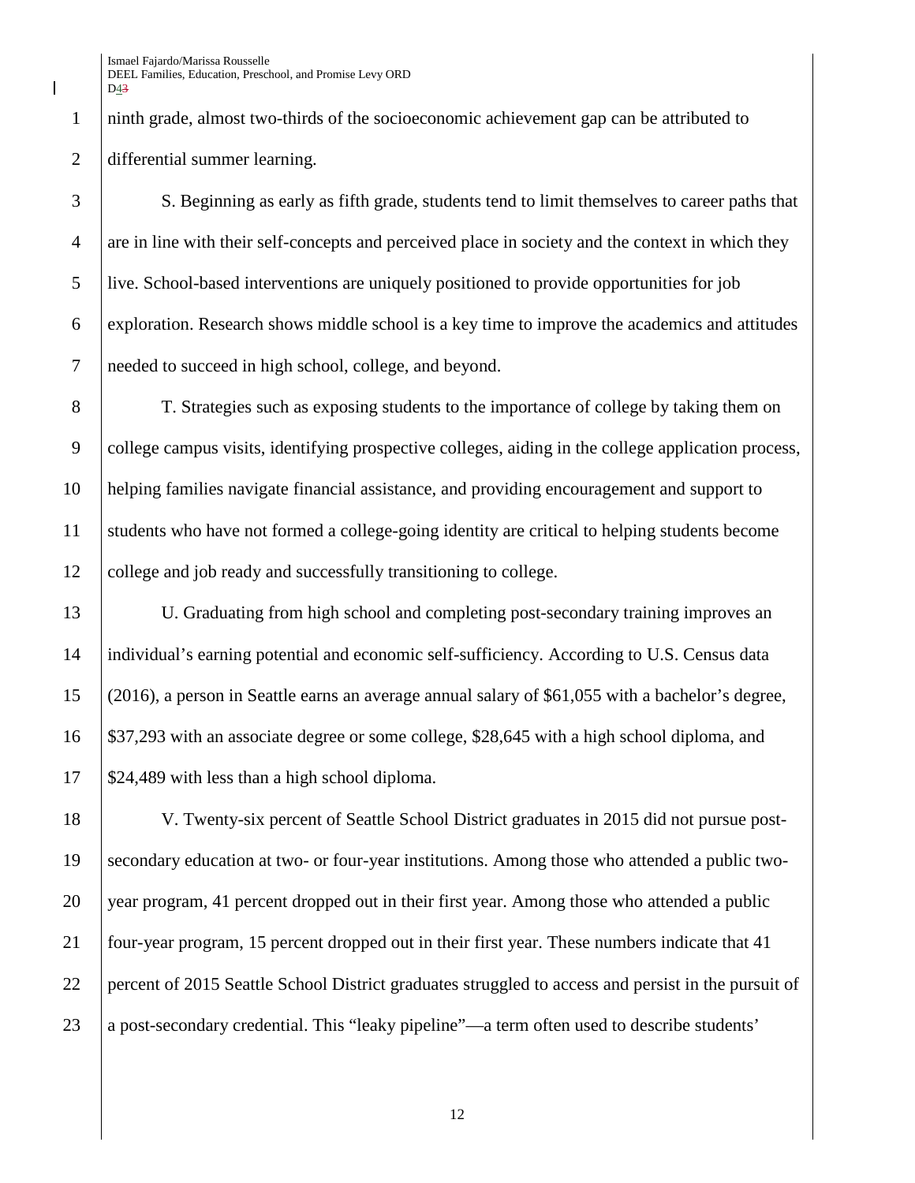ninth grade, almost two-thirds of the socioeconomic achievement gap can be attributed to differential summer learning.

S. Beginning as early as fifth grade, students tend to limit themselves to career paths that are in line with their self-concepts and perceived place in society and the context in which they live. School-based interventions are uniquely positioned to provide opportunities for job exploration. Research shows middle school is a key time to improve the academics and attitudes needed to succeed in high school, college, and beyond.

T. Strategies such as exposing students to the importance of college by taking them on college campus visits, identifying prospective colleges, aiding in the college application process, helping families navigate financial assistance, and providing encouragement and support to students who have not formed a college-going identity are critical to helping students become college and job ready and successfully transitioning to college.

U. Graduating from high school and completing post-secondary training improves an individual's earning potential and economic self-sufficiency. According to U.S. Census data (2016), a person in Seattle earns an average annual salary of $61,055 with a bachelor's degree, $37,293 with an associate degree or some college, $28,645 with a high school diploma, and $24,489 with less than a high school diploma.

V. Twenty-six percent of Seattle School District graduates in 2015 did not pursue post-secondary education at two- or four-year institutions. Among those who attended a public two-year program, 41 percent dropped out in their first year. Among those who attended a public four-year program, 15 percent dropped out in their first year. These numbers indicate that 41 percent of 2015 Seattle School District graduates struggled to access and persist in the pursuit of a post-secondary credential. This "leaky pipeline"—a term often used to describe students'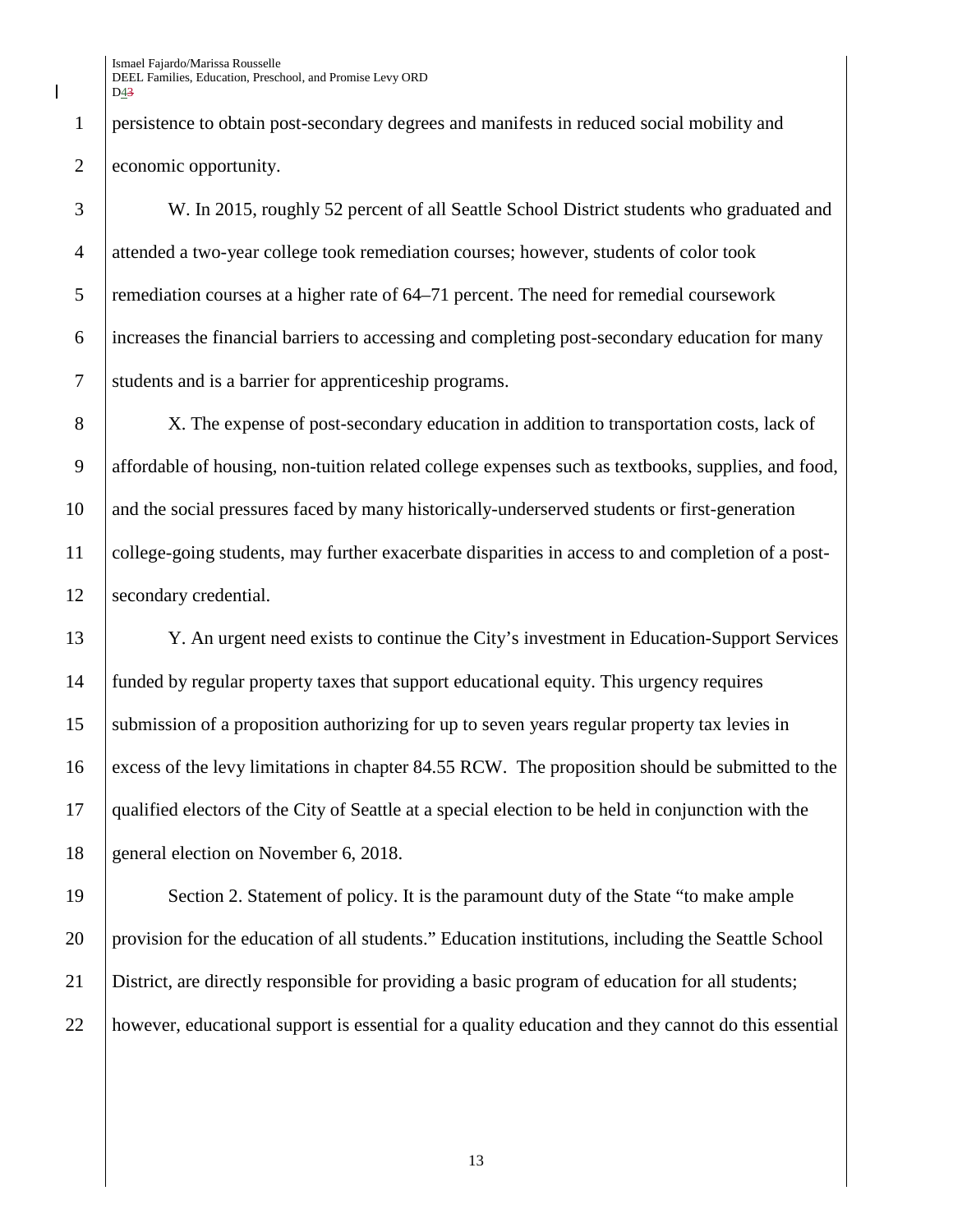persistence to obtain post-secondary degrees and manifests in reduced social mobility and economic opportunity.

W. In 2015, roughly 52 percent of all Seattle School District students who graduated and attended a two-year college took remediation courses; however, students of color took remediation courses at a higher rate of 64–71 percent. The need for remedial coursework increases the financial barriers to accessing and completing post-secondary education for many students and is a barrier for apprenticeship programs.

X. The expense of post-secondary education in addition to transportation costs, lack of affordable of housing, non-tuition related college expenses such as textbooks, supplies, and food, and the social pressures faced by many historically-underserved students or first-generation college-going students, may further exacerbate disparities in access to and completion of a post-secondary credential.

Y. An urgent need exists to continue the City's investment in Education-Support Services funded by regular property taxes that support educational equity. This urgency requires submission of a proposition authorizing for up to seven years regular property tax levies in excess of the levy limitations in chapter 84.55 RCW. The proposition should be submitted to the qualified electors of the City of Seattle at a special election to be held in conjunction with the general election on November 6, 2018.

Section 2. Statement of policy. It is the paramount duty of the State "to make ample provision for the education of all students." Education institutions, including the Seattle School District, are directly responsible for providing a basic program of education for all students; however, educational support is essential for a quality education and they cannot do this essential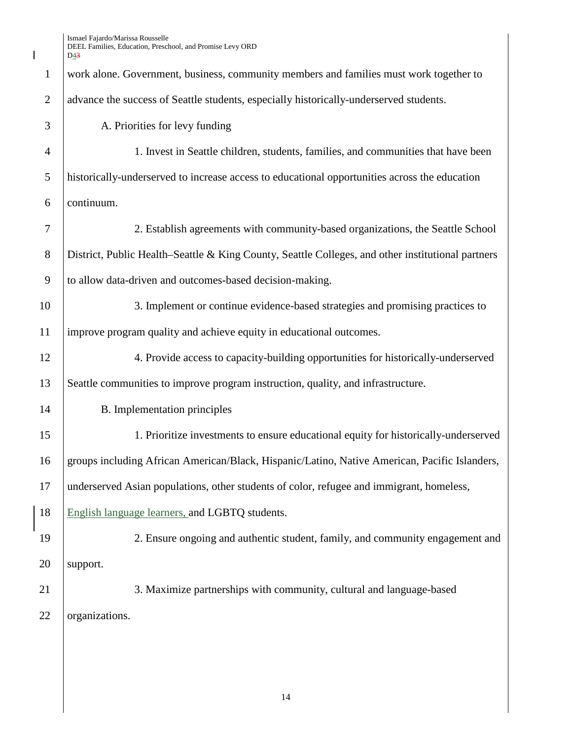work alone. Government, business, community members and families must work together to advance the success of Seattle students, especially historically-underserved students.

A. Priorities for levy funding

1. Invest in Seattle children, students, families, and communities that have been historically-underserved to increase access to educational opportunities across the education continuum.

2. Establish agreements with community-based organizations, the Seattle School District, Public Health–Seattle & King County, Seattle Colleges, and other institutional partners to allow data-driven and outcomes-based decision-making.

3. Implement or continue evidence-based strategies and promising practices to improve program quality and achieve equity in educational outcomes.

4. Provide access to capacity-building opportunities for historically-underserved Seattle communities to improve program instruction, quality, and infrastructure.

B. Implementation principles

1. Prioritize investments to ensure educational equity for historically-underserved groups including African American/Black, Hispanic/Latino, Native American, Pacific Islanders, underserved Asian populations, other students of color, refugee and immigrant, homeless, English language learners, and LGBTQ students.

2. Ensure ongoing and authentic student, family, and community engagement and support.

3. Maximize partnerships with community, cultural and language-based organizations.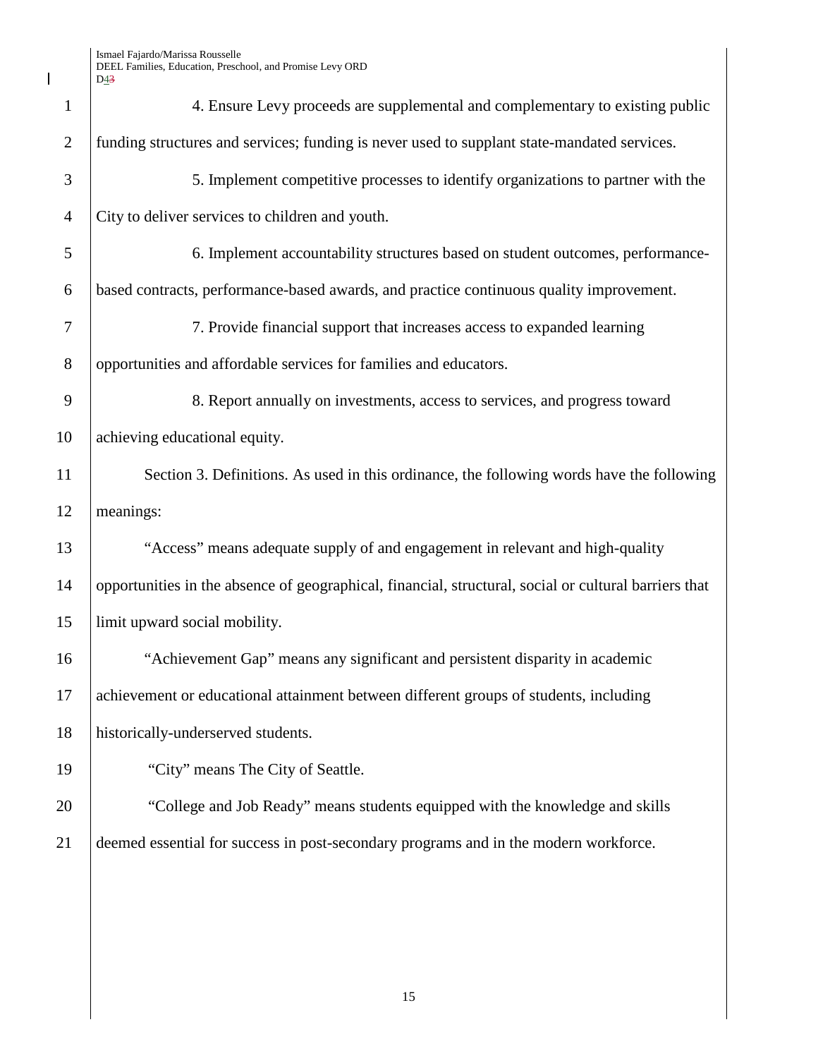4. Ensure Levy proceeds are supplemental and complementary to existing public funding structures and services; funding is never used to supplant state-mandated services.

5. Implement competitive processes to identify organizations to partner with the City to deliver services to children and youth.

6. Implement accountability structures based on student outcomes, performance-based contracts, performance-based awards, and practice continuous quality improvement.

7. Provide financial support that increases access to expanded learning opportunities and affordable services for families and educators.

8. Report annually on investments, access to services, and progress toward achieving educational equity.

Section 3. Definitions. As used in this ordinance, the following words have the following meanings:

"Access" means adequate supply of and engagement in relevant and high-quality opportunities in the absence of geographical, financial, structural, social or cultural barriers that limit upward social mobility.

"Achievement Gap" means any significant and persistent disparity in academic achievement or educational attainment between different groups of students, including historically-underserved students.

"City" means The City of Seattle.

"College and Job Ready" means students equipped with the knowledge and skills deemed essential for success in post-secondary programs and in the modern workforce.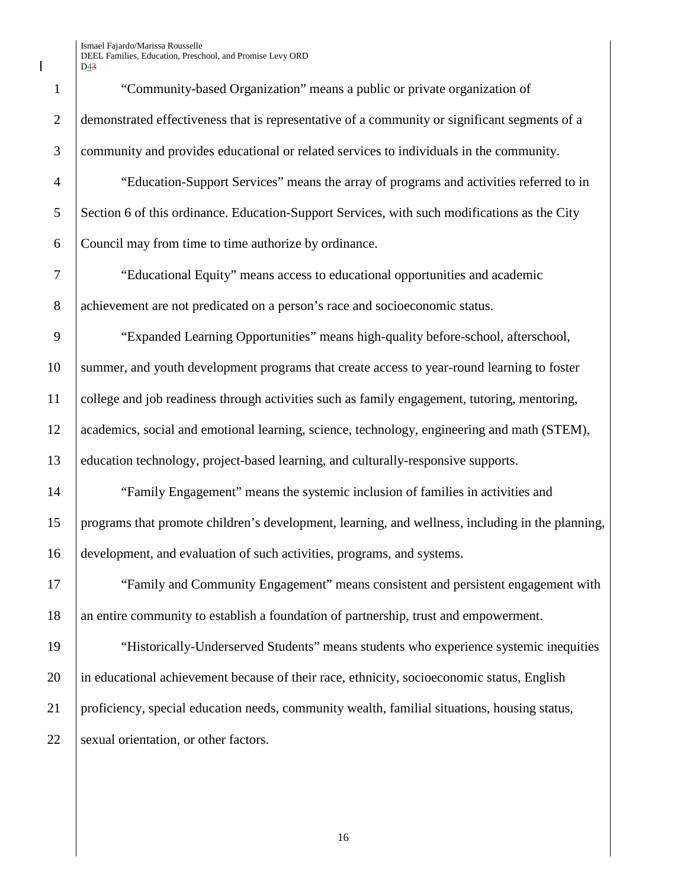"Community-based Organization" means a public or private organization of demonstrated effectiveness that is representative of a community or significant segments of a community and provides educational or related services to individuals in the community.

"Education-Support Services" means the array of programs and activities referred to in Section 6 of this ordinance. Education-Support Services, with such modifications as the City Council may from time to time authorize by ordinance.

"Educational Equity" means access to educational opportunities and academic achievement are not predicated on a person's race and socioeconomic status.

"Expanded Learning Opportunities" means high-quality before-school, afterschool, summer, and youth development programs that create access to year-round learning to foster college and job readiness through activities such as family engagement, tutoring, mentoring, academics, social and emotional learning, science, technology, engineering and math (STEM), education technology, project-based learning, and culturally-responsive supports.

"Family Engagement" means the systemic inclusion of families in activities and programs that promote children's development, learning, and wellness, including in the planning, development, and evaluation of such activities, programs, and systems.

"Family and Community Engagement" means consistent and persistent engagement with an entire community to establish a foundation of partnership, trust and empowerment.

"Historically-Underserved Students" means students who experience systemic inequities in educational achievement because of their race, ethnicity, socioeconomic status, English proficiency, special education needs, community wealth, familial situations, housing status, sexual orientation, or other factors.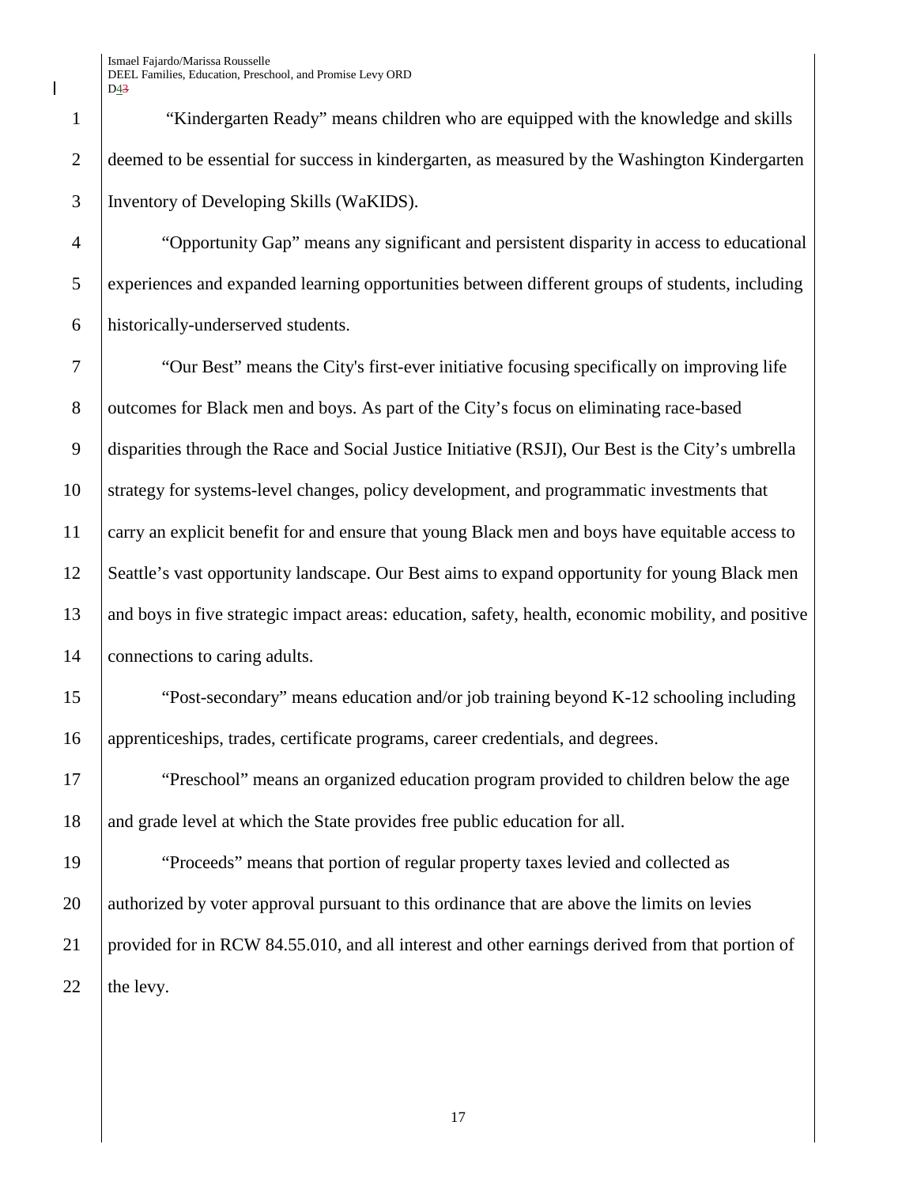"Kindergarten Ready" means children who are equipped with the knowledge and skills deemed to be essential for success in kindergarten, as measured by the Washington Kindergarten Inventory of Developing Skills (WaKIDS).

"Opportunity Gap" means any significant and persistent disparity in access to educational experiences and expanded learning opportunities between different groups of students, including historically-underserved students.

"Our Best" means the City's first-ever initiative focusing specifically on improving life outcomes for Black men and boys. As part of the City's focus on eliminating race-based disparities through the Race and Social Justice Initiative (RSJI), Our Best is the City's umbrella strategy for systems-level changes, policy development, and programmatic investments that carry an explicit benefit for and ensure that young Black men and boys have equitable access to Seattle's vast opportunity landscape. Our Best aims to expand opportunity for young Black men and boys in five strategic impact areas: education, safety, health, economic mobility, and positive connections to caring adults.

"Post-secondary" means education and/or job training beyond K-12 schooling including apprenticeships, trades, certificate programs, career credentials, and degrees.

"Preschool" means an organized education program provided to children below the age and grade level at which the State provides free public education for all.

"Proceeds" means that portion of regular property taxes levied and collected as authorized by voter approval pursuant to this ordinance that are above the limits on levies provided for in RCW 84.55.010, and all interest and other earnings derived from that portion of the levy.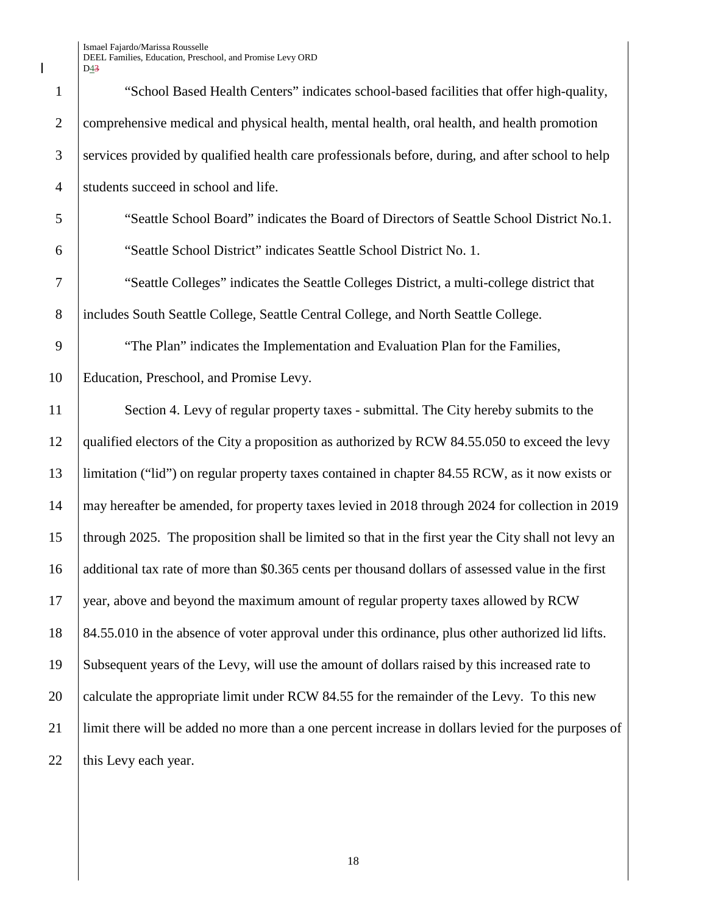"School Based Health Centers" indicates school-based facilities that offer high-quality, comprehensive medical and physical health, mental health, oral health, and health promotion services provided by qualified health care professionals before, during, and after school to help students succeed in school and life.

"Seattle School Board" indicates the Board of Directors of Seattle School District No.1.

"Seattle School District" indicates Seattle School District No. 1.

"Seattle Colleges" indicates the Seattle Colleges District, a multi-college district that includes South Seattle College, Seattle Central College, and North Seattle College.

"The Plan" indicates the Implementation and Evaluation Plan for the Families, Education, Preschool, and Promise Levy.

Section 4. Levy of regular property taxes - submittal. The City hereby submits to the qualified electors of the City a proposition as authorized by RCW 84.55.050 to exceed the levy limitation ("lid") on regular property taxes contained in chapter 84.55 RCW, as it now exists or may hereafter be amended, for property taxes levied in 2018 through 2024 for collection in 2019 through 2025. The proposition shall be limited so that in the first year the City shall not levy an additional tax rate of more than $0.365 cents per thousand dollars of assessed value in the first year, above and beyond the maximum amount of regular property taxes allowed by RCW 84.55.010 in the absence of voter approval under this ordinance, plus other authorized lid lifts. Subsequent years of the Levy, will use the amount of dollars raised by this increased rate to calculate the appropriate limit under RCW 84.55 for the remainder of the Levy. To this new limit there will be added no more than a one percent increase in dollars levied for the purposes of this Levy each year.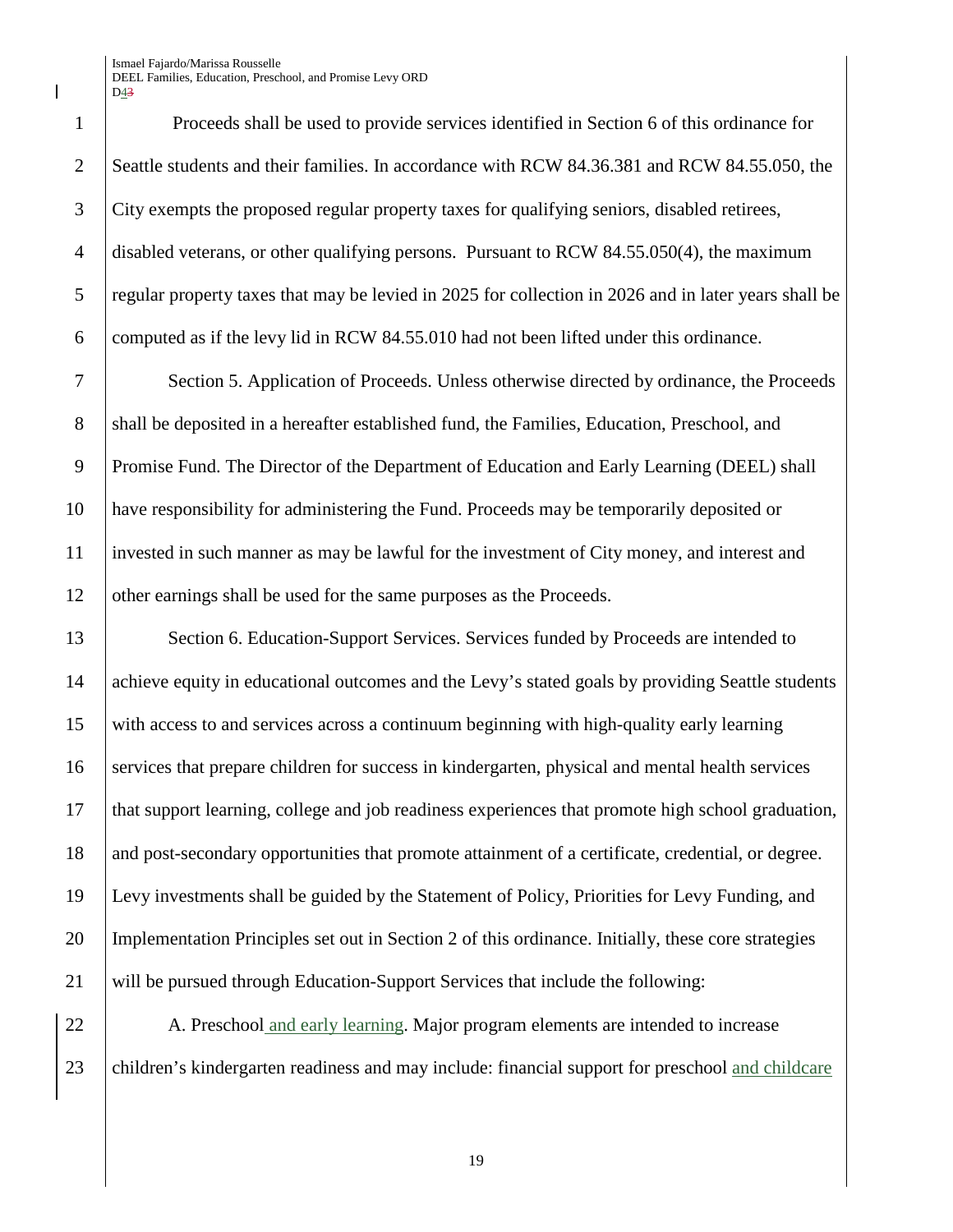Proceeds shall be used to provide services identified in Section 6 of this ordinance for Seattle students and their families. In accordance with RCW 84.36.381 and RCW 84.55.050, the City exempts the proposed regular property taxes for qualifying seniors, disabled retirees, disabled veterans, or other qualifying persons. Pursuant to RCW 84.55.050(4), the maximum regular property taxes that may be levied in 2025 for collection in 2026 and in later years shall be computed as if the levy lid in RCW 84.55.010 had not been lifted under this ordinance.

Section 5. Application of Proceeds. Unless otherwise directed by ordinance, the Proceeds shall be deposited in a hereafter established fund, the Families, Education, Preschool, and Promise Fund. The Director of the Department of Education and Early Learning (DEEL) shall have responsibility for administering the Fund. Proceeds may be temporarily deposited or invested in such manner as may be lawful for the investment of City money, and interest and other earnings shall be used for the same purposes as the Proceeds.

Section 6. Education-Support Services. Services funded by Proceeds are intended to achieve equity in educational outcomes and the Levy's stated goals by providing Seattle students with access to and services across a continuum beginning with high-quality early learning services that prepare children for success in kindergarten, physical and mental health services that support learning, college and job readiness experiences that promote high school graduation, and post-secondary opportunities that promote attainment of a certificate, credential, or degree. Levy investments shall be guided by the Statement of Policy, Priorities for Levy Funding, and Implementation Principles set out in Section 2 of this ordinance. Initially, these core strategies will be pursued through Education-Support Services that include the following:

A. Preschool and early learning. Major program elements are intended to increase children's kindergarten readiness and may include: financial support for preschool and childcare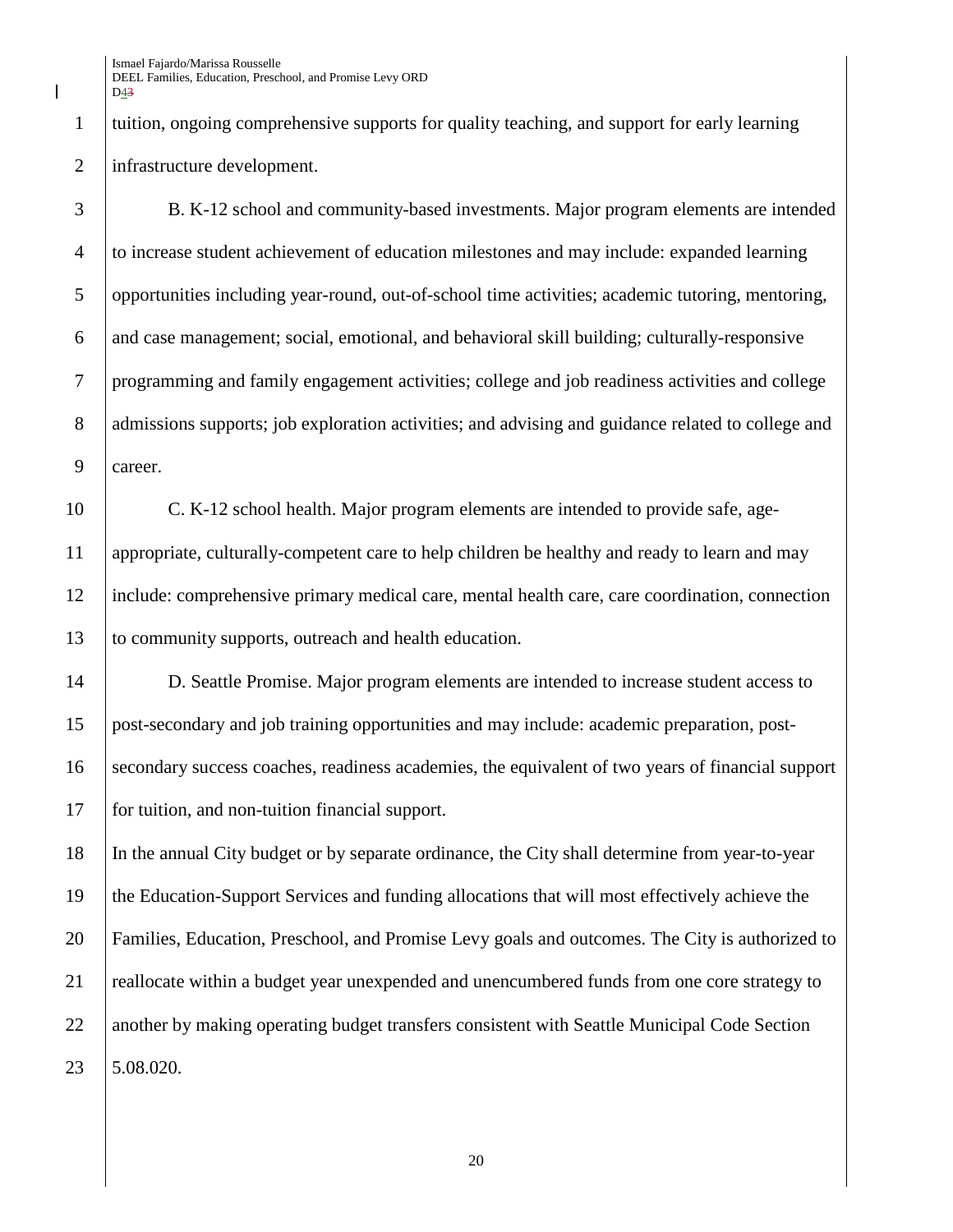tuition, ongoing comprehensive supports for quality teaching, and support for early learning infrastructure development.

B. K-12 school and community-based investments. Major program elements are intended to increase student achievement of education milestones and may include: expanded learning opportunities including year-round, out-of-school time activities; academic tutoring, mentoring, and case management; social, emotional, and behavioral skill building; culturally-responsive programming and family engagement activities; college and job readiness activities and college admissions supports; job exploration activities; and advising and guidance related to college and career.

C. K-12 school health. Major program elements are intended to provide safe, age-appropriate, culturally-competent care to help children be healthy and ready to learn and may include: comprehensive primary medical care, mental health care, care coordination, connection to community supports, outreach and health education.

D. Seattle Promise. Major program elements are intended to increase student access to post-secondary and job training opportunities and may include: academic preparation, post-secondary success coaches, readiness academies, the equivalent of two years of financial support for tuition, and non-tuition financial support.

In the annual City budget or by separate ordinance, the City shall determine from year-to-year the Education-Support Services and funding allocations that will most effectively achieve the Families, Education, Preschool, and Promise Levy goals and outcomes. The City is authorized to reallocate within a budget year unexpended and unencumbered funds from one core strategy to another by making operating budget transfers consistent with Seattle Municipal Code Section 5.08.020.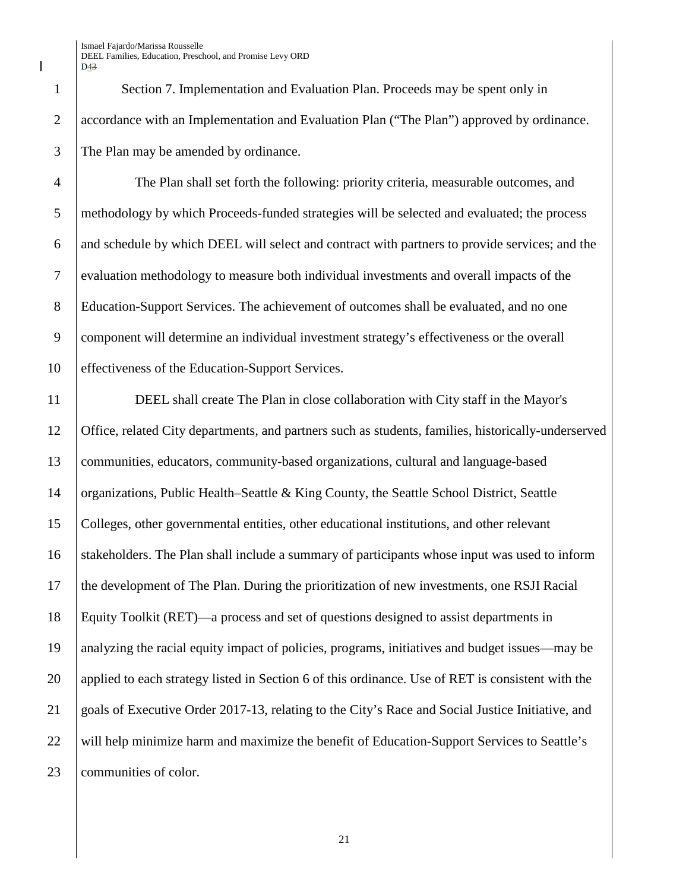Section 7. Implementation and Evaluation Plan. Proceeds may be spent only in accordance with an Implementation and Evaluation Plan ("The Plan") approved by ordinance. The Plan may be amended by ordinance.

The Plan shall set forth the following: priority criteria, measurable outcomes, and methodology by which Proceeds-funded strategies will be selected and evaluated; the process and schedule by which DEEL will select and contract with partners to provide services; and the evaluation methodology to measure both individual investments and overall impacts of the Education-Support Services. The achievement of outcomes shall be evaluated, and no one component will determine an individual investment strategy's effectiveness or the overall effectiveness of the Education-Support Services.

DEEL shall create The Plan in close collaboration with City staff in the Mayor's Office, related City departments, and partners such as students, families, historically-underserved communities, educators, community-based organizations, cultural and language-based organizations, Public Health–Seattle & King County, the Seattle School District, Seattle Colleges, other governmental entities, other educational institutions, and other relevant stakeholders. The Plan shall include a summary of participants whose input was used to inform the development of The Plan. During the prioritization of new investments, one RSJI Racial Equity Toolkit (RET)—a process and set of questions designed to assist departments in analyzing the racial equity impact of policies, programs, initiatives and budget issues—may be applied to each strategy listed in Section 6 of this ordinance. Use of RET is consistent with the goals of Executive Order 2017-13, relating to the City's Race and Social Justice Initiative, and will help minimize harm and maximize the benefit of Education-Support Services to Seattle's communities of color.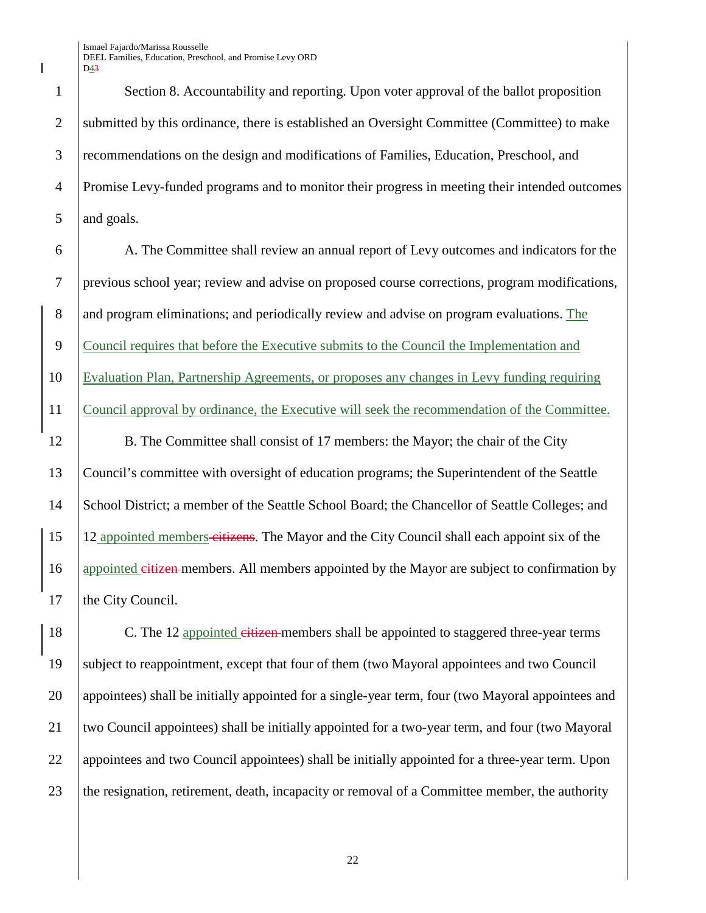Section 8. Accountability and reporting. Upon voter approval of the ballot proposition submitted by this ordinance, there is established an Oversight Committee (Committee) to make recommendations on the design and modifications of Families, Education, Preschool, and Promise Levy-funded programs and to monitor their progress in meeting their intended outcomes and goals.

A. The Committee shall review an annual report of Levy outcomes and indicators for the previous school year; review and advise on proposed course corrections, program modifications, and program eliminations; and periodically review and advise on program evaluations. The Council requires that before the Executive submits to the Council the Implementation and Evaluation Plan, Partnership Agreements, or proposes any changes in Levy funding requiring Council approval by ordinance, the Executive will seek the recommendation of the Committee.

B. The Committee shall consist of 17 members: the Mayor; the chair of the City Council's committee with oversight of education programs; the Superintendent of the Seattle School District; a member of the Seattle School Board; the Chancellor of Seattle Colleges; and 12 appointed members ~~citizens~~. The Mayor and the City Council shall each appoint six of the appointed ~~citizen~~ members. All members appointed by the Mayor are subject to confirmation by the City Council.

C. The 12 appointed ~~citizen~~ members shall be appointed to staggered three-year terms subject to reappointment, except that four of them (two Mayoral appointees and two Council appointees) shall be initially appointed for a single-year term, four (two Mayoral appointees and two Council appointees) shall be initially appointed for a two-year term, and four (two Mayoral appointees and two Council appointees) shall be initially appointed for a three-year term. Upon the resignation, retirement, death, incapacity or removal of a Committee member, the authority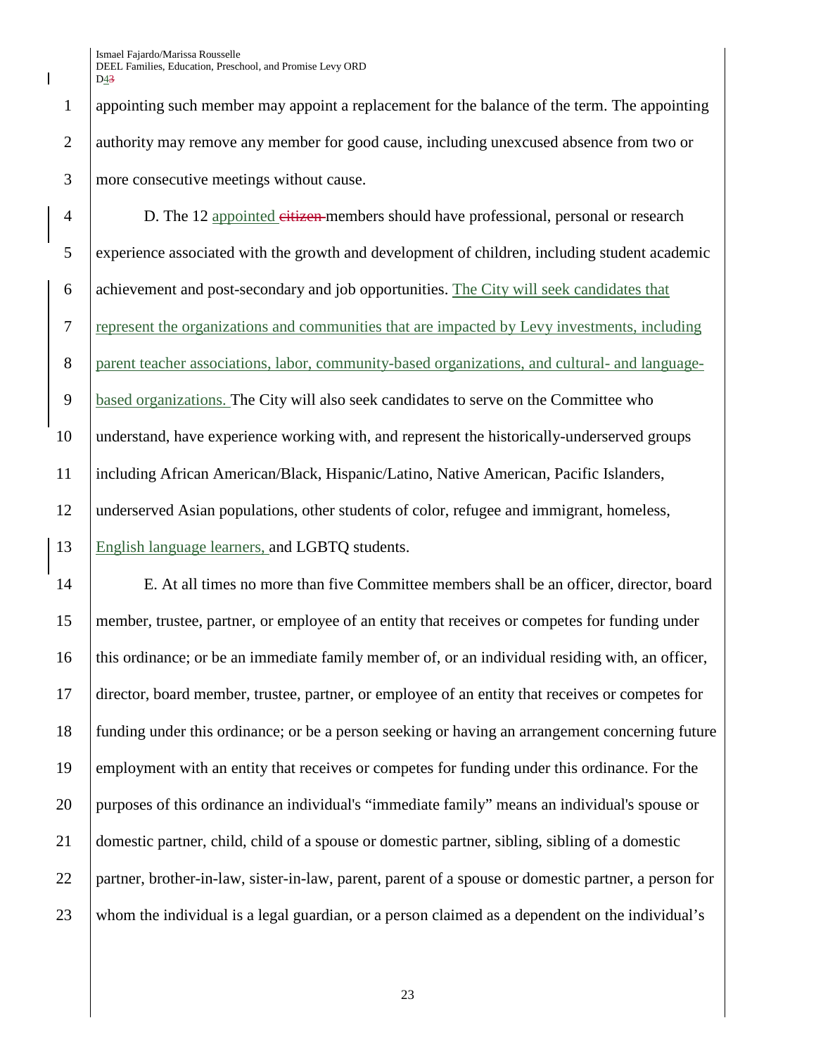appointing such member may appoint a replacement for the balance of the term. The appointing authority may remove any member for good cause, including unexcused absence from two or more consecutive meetings without cause.

D. The 12 appointed ~~citizen~~ members should have professional, personal or research experience associated with the growth and development of children, including student academic achievement and post-secondary and job opportunities. The City will seek candidates that represent the organizations and communities that are impacted by Levy investments, including parent teacher associations, labor, community-based organizations, and cultural- and language-based organizations. The City will also seek candidates to serve on the Committee who understand, have experience working with, and represent the historically-underserved groups including African American/Black, Hispanic/Latino, Native American, Pacific Islanders, underserved Asian populations, other students of color, refugee and immigrant, homeless, English language learners, and LGBTQ students.

E. At all times no more than five Committee members shall be an officer, director, board member, trustee, partner, or employee of an entity that receives or competes for funding under this ordinance; or be an immediate family member of, or an individual residing with, an officer, director, board member, trustee, partner, or employee of an entity that receives or competes for funding under this ordinance; or be a person seeking or having an arrangement concerning future employment with an entity that receives or competes for funding under this ordinance. For the purposes of this ordinance an individual's "immediate family" means an individual's spouse or domestic partner, child, child of a spouse or domestic partner, sibling, sibling of a domestic partner, brother-in-law, sister-in-law, parent, parent of a spouse or domestic partner, a person for whom the individual is a legal guardian, or a person claimed as a dependent on the individual's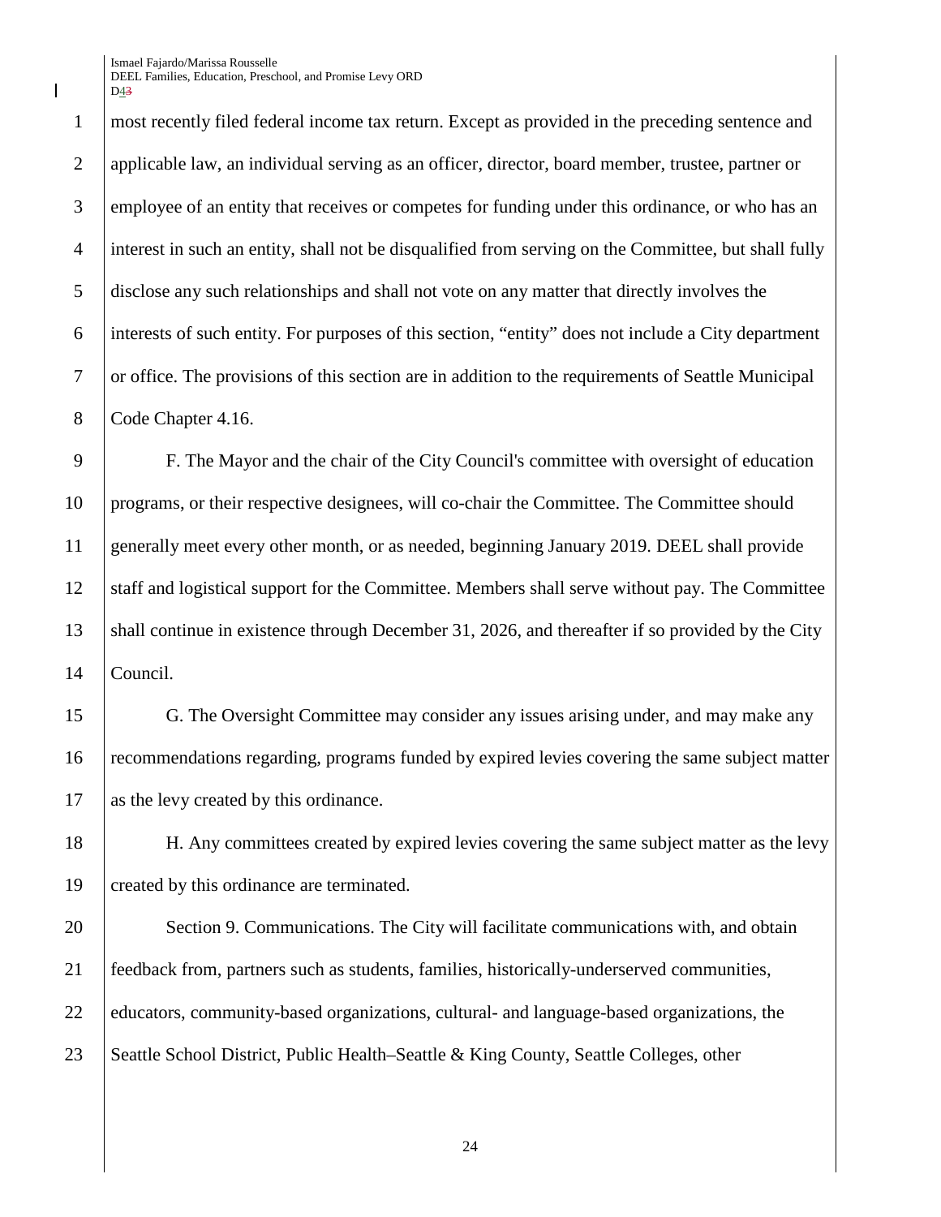most recently filed federal income tax return. Except as provided in the preceding sentence and applicable law, an individual serving as an officer, director, board member, trustee, partner or employee of an entity that receives or competes for funding under this ordinance, or who has an interest in such an entity, shall not be disqualified from serving on the Committee, but shall fully disclose any such relationships and shall not vote on any matter that directly involves the interests of such entity. For purposes of this section, "entity" does not include a City department or office. The provisions of this section are in addition to the requirements of Seattle Municipal Code Chapter 4.16.

F. The Mayor and the chair of the City Council's committee with oversight of education programs, or their respective designees, will co-chair the Committee. The Committee should generally meet every other month, or as needed, beginning January 2019. DEEL shall provide staff and logistical support for the Committee. Members shall serve without pay. The Committee shall continue in existence through December 31, 2026, and thereafter if so provided by the City Council.

G. The Oversight Committee may consider any issues arising under, and may make any recommendations regarding, programs funded by expired levies covering the same subject matter as the levy created by this ordinance.

H. Any committees created by expired levies covering the same subject matter as the levy created by this ordinance are terminated.

Section 9. Communications. The City will facilitate communications with, and obtain feedback from, partners such as students, families, historically-underserved communities, educators, community-based organizations, cultural- and language-based organizations, the Seattle School District, Public Health–Seattle & King County, Seattle Colleges, other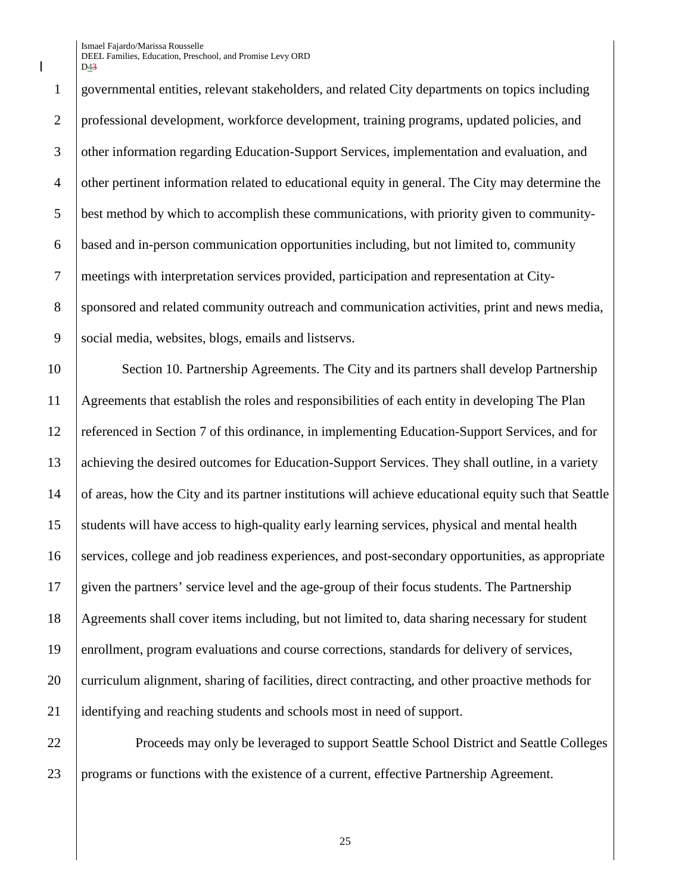governmental entities, relevant stakeholders, and related City departments on topics including professional development, workforce development, training programs, updated policies, and other information regarding Education-Support Services, implementation and evaluation, and other pertinent information related to educational equity in general. The City may determine the best method by which to accomplish these communications, with priority given to community-based and in-person communication opportunities including, but not limited to, community meetings with interpretation services provided, participation and representation at City-sponsored and related community outreach and communication activities, print and news media, social media, websites, blogs, emails and listservs.

Section 10. Partnership Agreements. The City and its partners shall develop Partnership Agreements that establish the roles and responsibilities of each entity in developing The Plan referenced in Section 7 of this ordinance, in implementing Education-Support Services, and for achieving the desired outcomes for Education-Support Services. They shall outline, in a variety of areas, how the City and its partner institutions will achieve educational equity such that Seattle students will have access to high-quality early learning services, physical and mental health services, college and job readiness experiences, and post-secondary opportunities, as appropriate given the partners' service level and the age-group of their focus students. The Partnership Agreements shall cover items including, but not limited to, data sharing necessary for student enrollment, program evaluations and course corrections, standards for delivery of services, curriculum alignment, sharing of facilities, direct contracting, and other proactive methods for identifying and reaching students and schools most in need of support.

Proceeds may only be leveraged to support Seattle School District and Seattle Colleges programs or functions with the existence of a current, effective Partnership Agreement.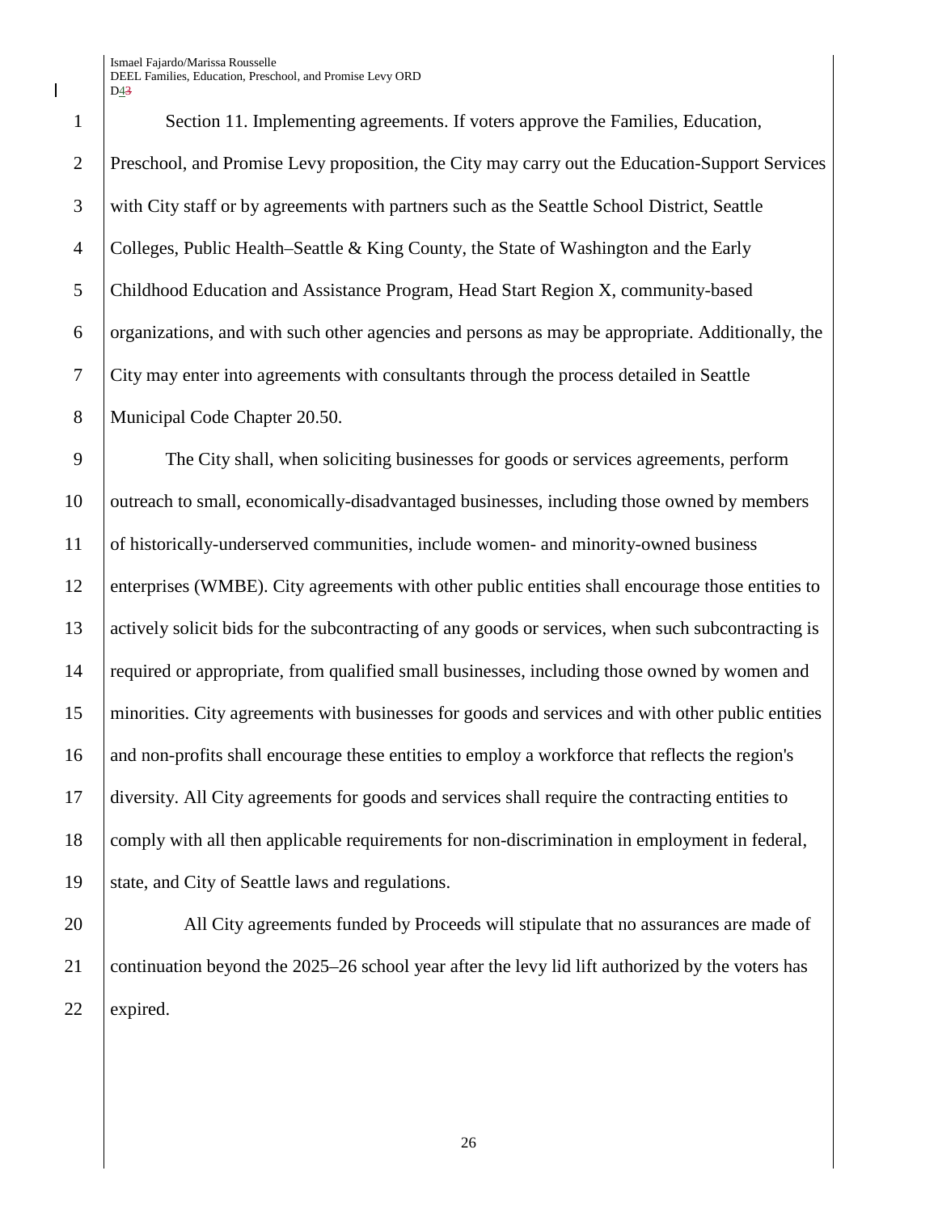Section 11. Implementing agreements. If voters approve the Families, Education, Preschool, and Promise Levy proposition, the City may carry out the Education-Support Services with City staff or by agreements with partners such as the Seattle School District, Seattle Colleges, Public Health–Seattle & King County, the State of Washington and the Early Childhood Education and Assistance Program, Head Start Region X, community-based organizations, and with such other agencies and persons as may be appropriate. Additionally, the City may enter into agreements with consultants through the process detailed in Seattle Municipal Code Chapter 20.50.

The City shall, when soliciting businesses for goods or services agreements, perform outreach to small, economically-disadvantaged businesses, including those owned by members of historically-underserved communities, include women- and minority-owned business enterprises (WMBE). City agreements with other public entities shall encourage those entities to actively solicit bids for the subcontracting of any goods or services, when such subcontracting is required or appropriate, from qualified small businesses, including those owned by women and minorities. City agreements with businesses for goods and services and with other public entities and non-profits shall encourage these entities to employ a workforce that reflects the region's diversity. All City agreements for goods and services shall require the contracting entities to comply with all then applicable requirements for non-discrimination in employment in federal, state, and City of Seattle laws and regulations.

All City agreements funded by Proceeds will stipulate that no assurances are made of continuation beyond the 2025–26 school year after the levy lid lift authorized by the voters has expired.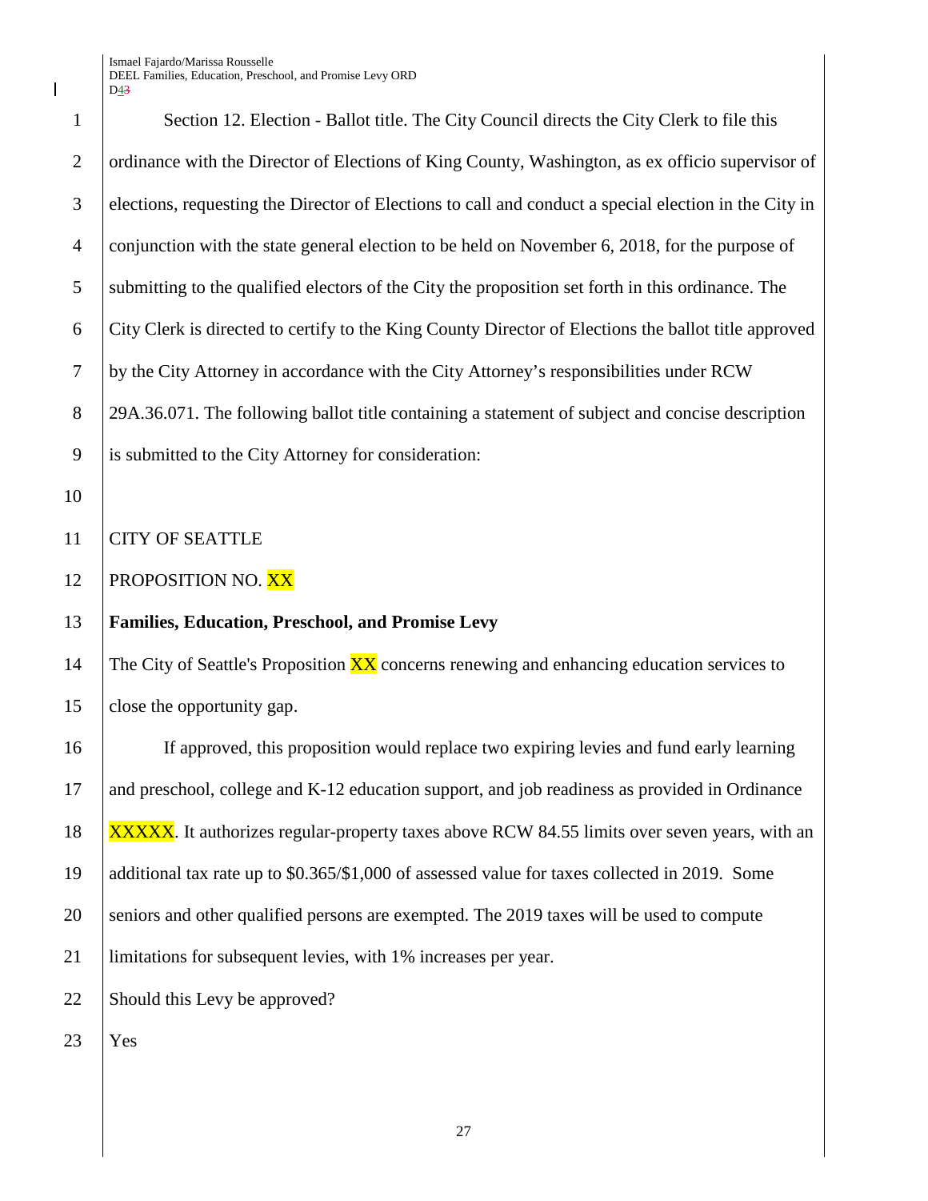Section 12. Election - Ballot title. The City Council directs the City Clerk to file this ordinance with the Director of Elections of King County, Washington, as ex officio supervisor of elections, requesting the Director of Elections to call and conduct a special election in the City in conjunction with the state general election to be held on November 6, 2018, for the purpose of submitting to the qualified electors of the City the proposition set forth in this ordinance. The City Clerk is directed to certify to the King County Director of Elections the ballot title approved by the City Attorney in accordance with the City Attorney's responsibilities under RCW 29A.36.071. The following ballot title containing a statement of subject and concise description is submitted to the City Attorney for consideration:

CITY OF SEATTLE

PROPOSITION NO. XX

**Families, Education, Preschool, and Promise Levy**

The City of Seattle's Proposition XX concerns renewing and enhancing education services to close the opportunity gap.

If approved, this proposition would replace two expiring levies and fund early learning and preschool, college and K-12 education support, and job readiness as provided in Ordinance XXXXX. It authorizes regular-property taxes above RCW 84.55 limits over seven years, with an additional tax rate up to $0.365/$1,000 of assessed value for taxes collected in 2019. Some seniors and other qualified persons are exempted. The 2019 taxes will be used to compute limitations for subsequent levies, with 1% increases per year.

Should this Levy be approved?

Yes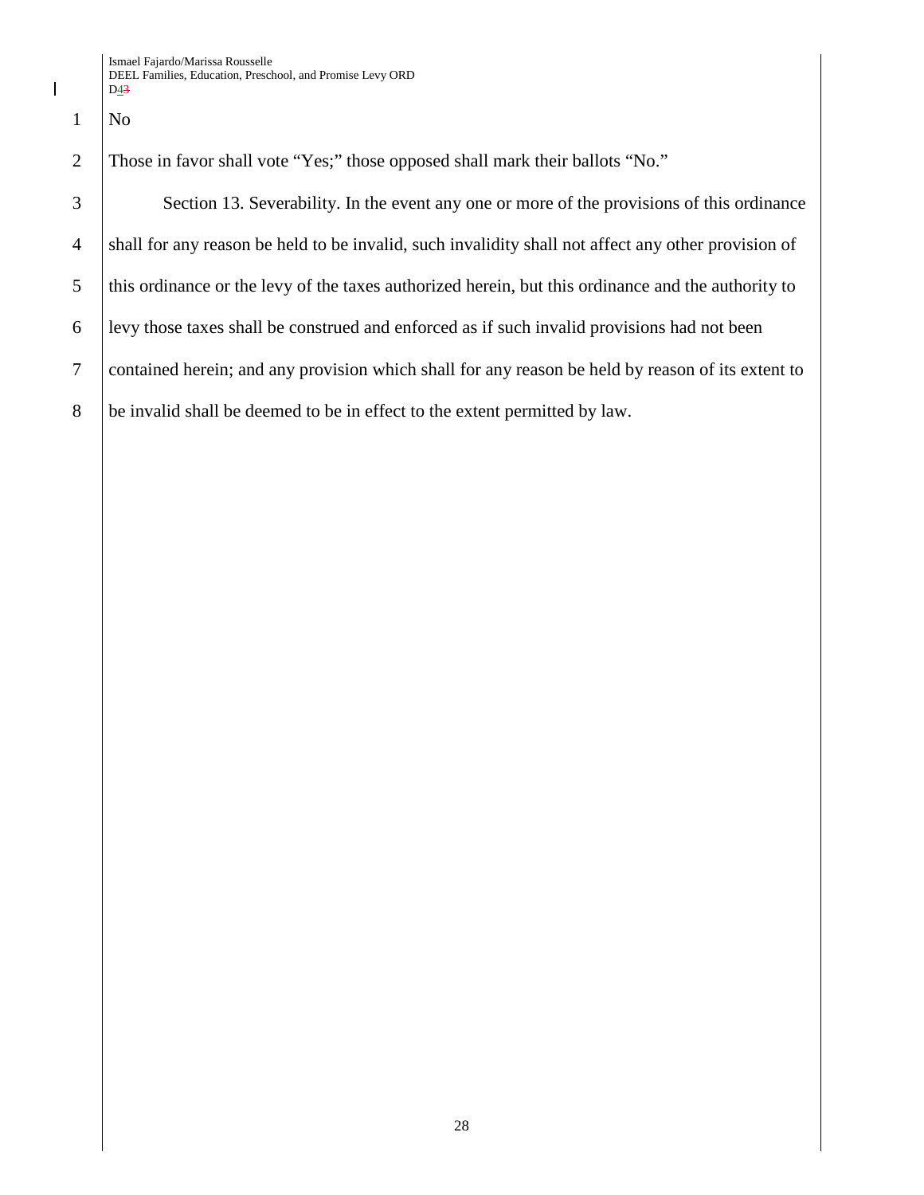No

Those in favor shall vote "Yes;" those opposed shall mark their ballots "No."

Section 13. Severability. In the event any one or more of the provisions of this ordinance shall for any reason be held to be invalid, such invalidity shall not affect any other provision of this ordinance or the levy of the taxes authorized herein, but this ordinance and the authority to levy those taxes shall be construed and enforced as if such invalid provisions had not been contained herein; and any provision which shall for any reason be held by reason of its extent to be invalid shall be deemed to be in effect to the extent permitted by law.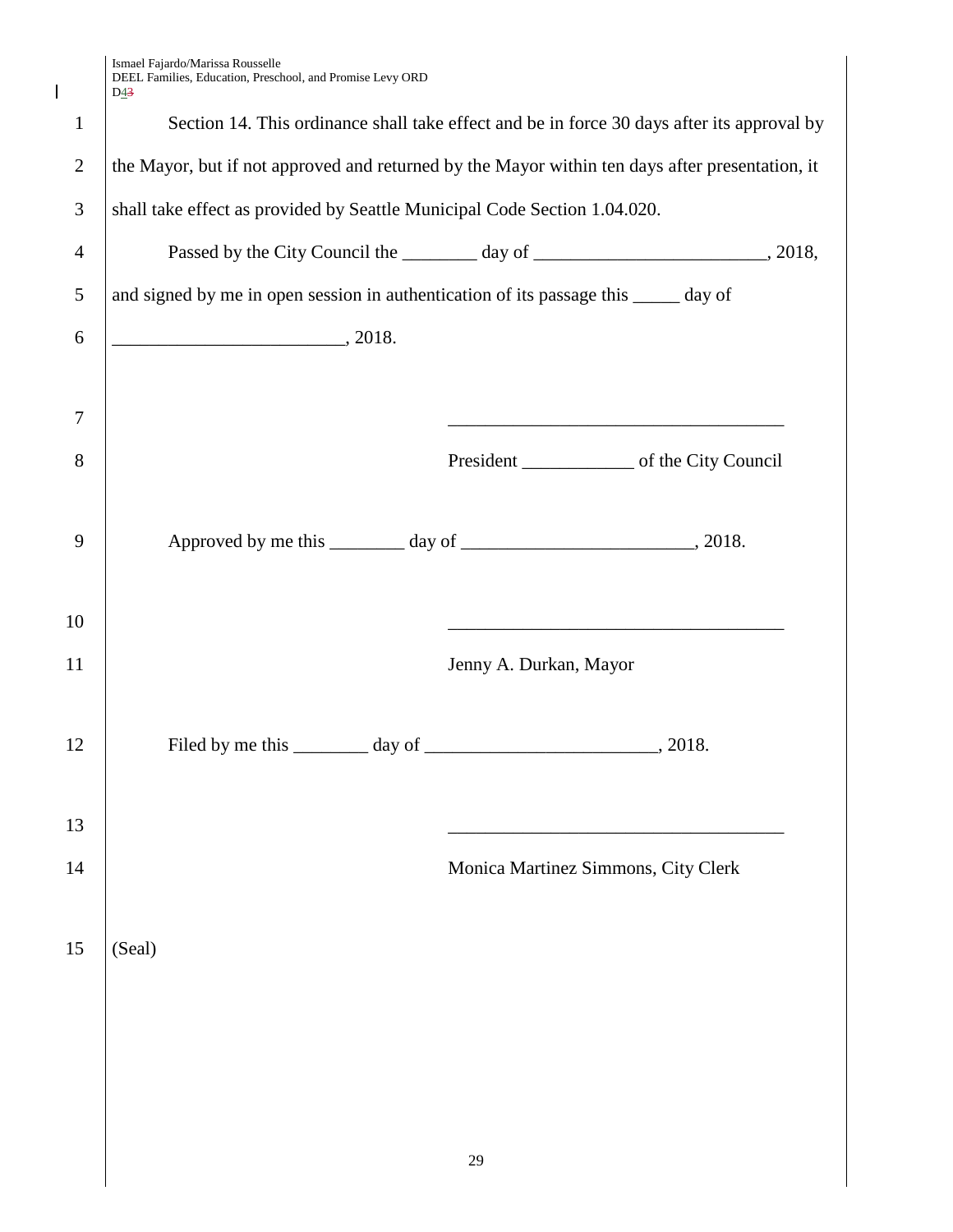Section 14. This ordinance shall take effect and be in force 30 days after its approval by the Mayor, but if not approved and returned by the Mayor within ten days after presentation, it shall take effect as provided by Seattle Municipal Code Section 1.04.020.

Passed by the City Council the ________ day of _________________________, 2018, and signed by me in open session in authentication of its passage this _____ day of _________________________, 2018.

____________________________________

President ____________ of the City Council

Approved by me this ________ day of _________________________, 2018.

____________________________________

Jenny A. Durkan, Mayor

Filed by me this ________ day of _________________________, 2018.

____________________________________

Monica Martinez Simmons, City Clerk

(Seal)